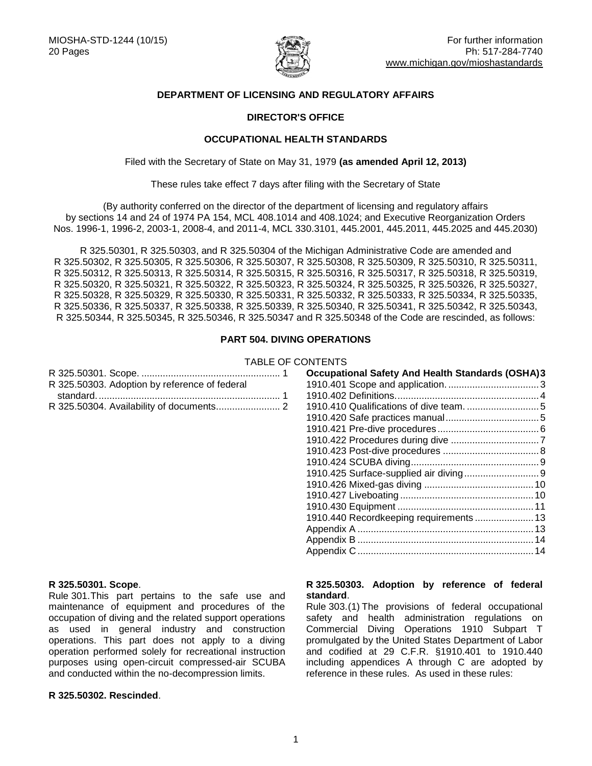MIOSHA-STD-1244 (10/15)
20 Pages

For further information
Ph: 517-284-7740
www.michigan.gov/mioshastandards

**DEPARTMENT OF LICENSING AND REGULATORY AFFAIRS**

**DIRECTOR'S OFFICE**

**OCCUPATIONAL HEALTH STANDARDS**

Filed with the Secretary of State on May 31, 1979 **(as amended April 12, 2013)**

These rules take effect 7 days after filing with the Secretary of State

(By authority conferred on the director of the department of licensing and regulatory affairs by sections 14 and 24 of 1974 PA 154, MCL 408.1014 and 408.1024; and Executive Reorganization Orders Nos. 1996-1, 1996-2, 2003-1, 2008-4, and 2011-4, MCL 330.3101, 445.2001, 445.2011, 445.2025 and 445.2030)

R 325.50301, R 325.50303, and R 325.50304 of the Michigan Administrative Code are amended and R 325.50302, R 325.50305, R 325.50306, R 325.50307, R 325.50308, R 325.50309, R 325.50310, R 325.50311, R 325.50312, R 325.50313, R 325.50314, R 325.50315, R 325.50316, R 325.50317, R 325.50318, R 325.50319, R 325.50320, R 325.50321, R 325.50322, R 325.50323, R 325.50324, R 325.50325, R 325.50326, R 325.50327, R 325.50328, R 325.50329, R 325.50330, R 325.50331, R 325.50332, R 325.50333, R 325.50334, R 325.50335, R 325.50336, R 325.50337, R 325.50338, R 325.50339, R 325.50340, R 325.50341, R 325.50342, R 325.50343, R 325.50344, R 325.50345, R 325.50346, R 325.50347 and R 325.50348 of the Code are rescinded, as follows:

## PART 504. DIVING OPERATIONS

TABLE OF CONTENTS

R 325.50301. Scope. .................................................... 1
R 325.50303. Adoption by reference of federal standard. .................................................... 1
R 325.50304. Availability of documents........................ 2

**Occupational Safety And Health Standards (OSHA)** 3
1910.401 Scope and application. .................................. 3
1910.402 Definitions...................................................... 4
1910.410 Qualifications of dive team. ........................... 5
1910.420 Safe practices manual................................... 5
1910.421 Pre-dive procedures...................................... 6
1910.422 Procedures during dive ................................. 7
1910.423 Post-dive procedures .................................... 8
1910.424 SCUBA diving................................................ 9
1910.425 Surface-supplied air diving............................ 9
1910.426 Mixed-gas diving ......................................... 10
1910.427 Liveboating .................................................. 10
1910.430 Equipment ................................................... 11
1910.440 Recordkeeping requirements ...................... 13
Appendix A ................................................................. 13
Appendix B ................................................................. 14
Appendix C ................................................................. 14

**R 325.50301. Scope**.
Rule 301. This part pertains to the safe use and maintenance of equipment and procedures of the occupation of diving and the related support operations as used in general industry and construction operations. This part does not apply to a diving operation performed solely for recreational instruction purposes using open-circuit compressed-air SCUBA and conducted within the no-decompression limits.

**R 325.50302. Rescinded**.

**R 325.50303. Adoption by reference of federal standard**.
Rule 303. (1) The provisions of federal occupational safety and health administration regulations on Commercial Diving Operations 1910 Subpart T promulgated by the United States Department of Labor and codified at 29 C.F.R. §1910.401 to 1910.440 including appendices A through C are adopted by reference in these rules. As used in these rules: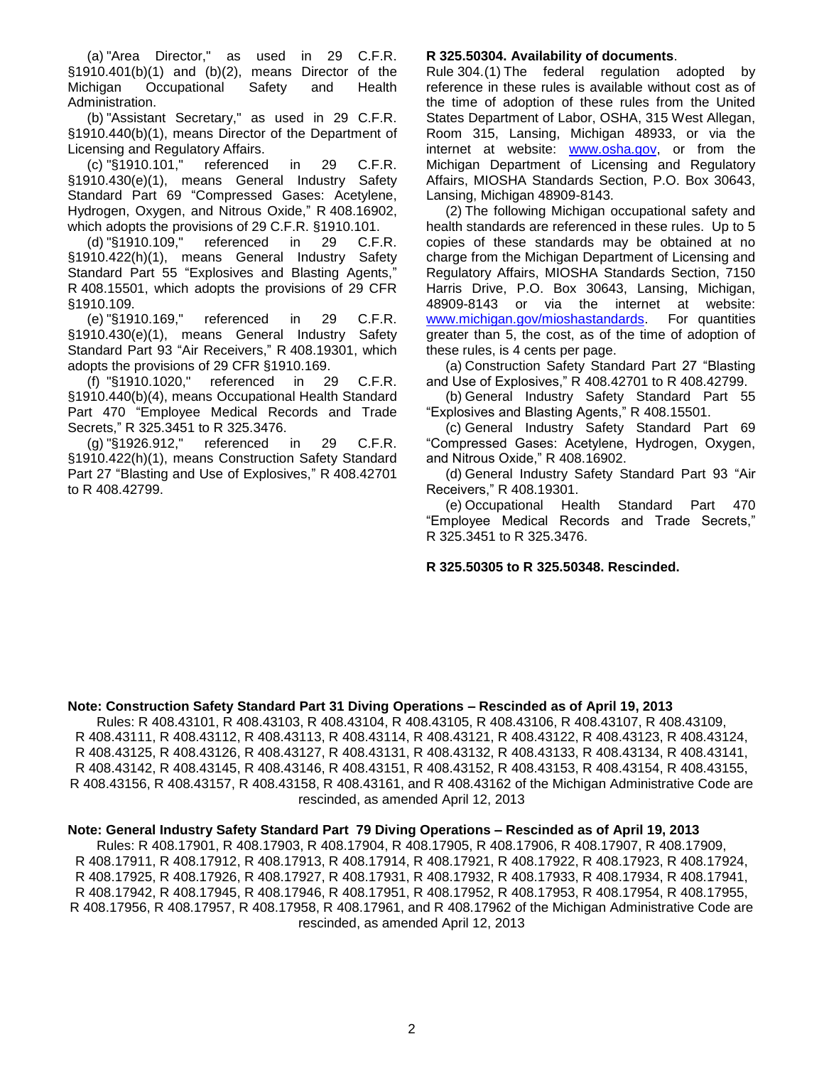(a) "Area Director," as used in 29 C.F.R. §1910.401(b)(1) and (b)(2), means Director of the Michigan Occupational Safety and Health Administration.

(b) "Assistant Secretary," as used in 29 C.F.R. §1910.440(b)(1), means Director of the Department of Licensing and Regulatory Affairs.

(c) "§1910.101," referenced in 29 C.F.R. §1910.430(e)(1), means General Industry Safety Standard Part 69 "Compressed Gases: Acetylene, Hydrogen, Oxygen, and Nitrous Oxide," R 408.16902, which adopts the provisions of 29 C.F.R. §1910.101.

(d) "§1910.109," referenced in 29 C.F.R. §1910.422(h)(1), means General Industry Safety Standard Part 55 "Explosives and Blasting Agents," R 408.15501, which adopts the provisions of 29 CFR §1910.109.

(e) "§1910.169," referenced in 29 C.F.R. §1910.430(e)(1), means General Industry Safety Standard Part 93 "Air Receivers," R 408.19301, which adopts the provisions of 29 CFR §1910.169.

(f) "§1910.1020," referenced in 29 C.F.R. §1910.440(b)(4), means Occupational Health Standard Part 470 "Employee Medical Records and Trade Secrets," R 325.3451 to R 325.3476.

(g) "§1926.912," referenced in 29 C.F.R. §1910.422(h)(1), means Construction Safety Standard Part 27 "Blasting and Use of Explosives," R 408.42701 to R 408.42799.

**R 325.50304. Availability of documents**.

Rule 304.(1) The federal regulation adopted by reference in these rules is available without cost as of the time of adoption of these rules from the United States Department of Labor, OSHA, 315 West Allegan, Room 315, Lansing, Michigan 48933, or via the internet at website: www.osha.gov, or from the Michigan Department of Licensing and Regulatory Affairs, MIOSHA Standards Section, P.O. Box 30643, Lansing, Michigan 48909-8143.

(2) The following Michigan occupational safety and health standards are referenced in these rules. Up to 5 copies of these standards may be obtained at no charge from the Michigan Department of Licensing and Regulatory Affairs, MIOSHA Standards Section, 7150 Harris Drive, P.O. Box 30643, Lansing, Michigan, 48909-8143 or via the internet at website: www.michigan.gov/mioshastandards. For quantities greater than 5, the cost, as of the time of adoption of these rules, is 4 cents per page.

(a) Construction Safety Standard Part 27 "Blasting and Use of Explosives," R 408.42701 to R 408.42799.

(b) General Industry Safety Standard Part 55 "Explosives and Blasting Agents," R 408.15501.

(c) General Industry Safety Standard Part 69 "Compressed Gases: Acetylene, Hydrogen, Oxygen, and Nitrous Oxide," R 408.16902.

(d) General Industry Safety Standard Part 93 "Air Receivers," R 408.19301.

(e) Occupational Health Standard Part 470 "Employee Medical Records and Trade Secrets," R 325.3451 to R 325.3476.

**R 325.50305 to R 325.50348. Rescinded.**

**Note: Construction Safety Standard Part 31 Diving Operations – Rescinded as of April 19, 2013**

Rules: R 408.43101, R 408.43103, R 408.43104, R 408.43105, R 408.43106, R 408.43107, R 408.43109, R 408.43111, R 408.43112, R 408.43113, R 408.43114, R 408.43121, R 408.43122, R 408.43123, R 408.43124, R 408.43125, R 408.43126, R 408.43127, R 408.43131, R 408.43132, R 408.43133, R 408.43134, R 408.43141, R 408.43142, R 408.43145, R 408.43146, R 408.43151, R 408.43152, R 408.43153, R 408.43154, R 408.43155, R 408.43156, R 408.43157, R 408.43158, R 408.43161, and R 408.43162 of the Michigan Administrative Code are rescinded, as amended April 12, 2013

**Note: General Industry Safety Standard Part 79 Diving Operations – Rescinded as of April 19, 2013**

Rules: R 408.17901, R 408.17903, R 408.17904, R 408.17905, R 408.17906, R 408.17907, R 408.17909, R 408.17911, R 408.17912, R 408.17913, R 408.17914, R 408.17921, R 408.17922, R 408.17923, R 408.17924, R 408.17925, R 408.17926, R 408.17927, R 408.17931, R 408.17932, R 408.17933, R 408.17934, R 408.17941, R 408.17942, R 408.17945, R 408.17946, R 408.17951, R 408.17952, R 408.17953, R 408.17954, R 408.17955, R 408.17956, R 408.17957, R 408.17958, R 408.17961, and R 408.17962 of the Michigan Administrative Code are rescinded, as amended April 12, 2013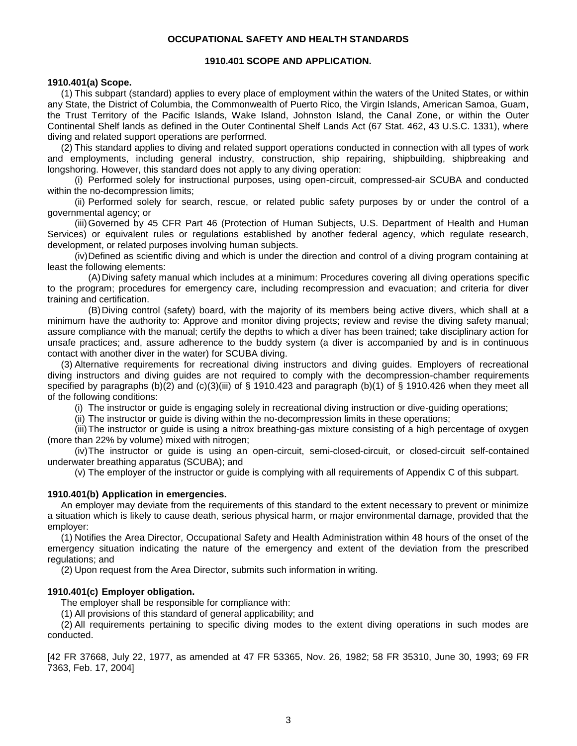# OCCUPATIONAL SAFETY AND HEALTH STANDARDS

## 1910.401 SCOPE AND APPLICATION.

### 1910.401(a) Scope.

(1) This subpart (standard) applies to every place of employment within the waters of the United States, or within any State, the District of Columbia, the Commonwealth of Puerto Rico, the Virgin Islands, American Samoa, Guam, the Trust Territory of the Pacific Islands, Wake Island, Johnston Island, the Canal Zone, or within the Outer Continental Shelf lands as defined in the Outer Continental Shelf Lands Act (67 Stat. 462, 43 U.S.C. 1331), where diving and related support operations are performed.

(2) This standard applies to diving and related support operations conducted in connection with all types of work and employments, including general industry, construction, ship repairing, shipbuilding, shipbreaking and longshoring. However, this standard does not apply to any diving operation:

(i) Performed solely for instructional purposes, using open-circuit, compressed-air SCUBA and conducted within the no-decompression limits;

(ii) Performed solely for search, rescue, or related public safety purposes by or under the control of a governmental agency; or

(iii) Governed by 45 CFR Part 46 (Protection of Human Subjects, U.S. Department of Health and Human Services) or equivalent rules or regulations established by another federal agency, which regulate research, development, or related purposes involving human subjects.

(iv) Defined as scientific diving and which is under the direction and control of a diving program containing at least the following elements:

(A) Diving safety manual which includes at a minimum: Procedures covering all diving operations specific to the program; procedures for emergency care, including recompression and evacuation; and criteria for diver training and certification.

(B) Diving control (safety) board, with the majority of its members being active divers, which shall at a minimum have the authority to: Approve and monitor diving projects; review and revise the diving safety manual; assure compliance with the manual; certify the depths to which a diver has been trained; take disciplinary action for unsafe practices; and, assure adherence to the buddy system (a diver is accompanied by and is in continuous contact with another diver in the water) for SCUBA diving.

(3) Alternative requirements for recreational diving instructors and diving guides. Employers of recreational diving instructors and diving guides are not required to comply with the decompression-chamber requirements specified by paragraphs (b)(2) and (c)(3)(iii) of § 1910.423 and paragraph (b)(1) of § 1910.426 when they meet all of the following conditions:

(i) The instructor or guide is engaging solely in recreational diving instruction or dive-guiding operations;

(ii) The instructor or guide is diving within the no-decompression limits in these operations;

(iii) The instructor or guide is using a nitrox breathing-gas mixture consisting of a high percentage of oxygen (more than 22% by volume) mixed with nitrogen;

(iv) The instructor or guide is using an open-circuit, semi-closed-circuit, or closed-circuit self-contained underwater breathing apparatus (SCUBA); and

(v) The employer of the instructor or guide is complying with all requirements of Appendix C of this subpart.

### 1910.401(b) Application in emergencies.

An employer may deviate from the requirements of this standard to the extent necessary to prevent or minimize a situation which is likely to cause death, serious physical harm, or major environmental damage, provided that the employer:

(1) Notifies the Area Director, Occupational Safety and Health Administration within 48 hours of the onset of the emergency situation indicating the nature of the emergency and extent of the deviation from the prescribed regulations; and

(2) Upon request from the Area Director, submits such information in writing.

### 1910.401(c) Employer obligation.

The employer shall be responsible for compliance with:

(1) All provisions of this standard of general applicability; and

(2) All requirements pertaining to specific diving modes to the extent diving operations in such modes are conducted.

[42 FR 37668, July 22, 1977, as amended at 47 FR 53365, Nov. 26, 1982; 58 FR 35310, June 30, 1993; 69 FR 7363, Feb. 17, 2004]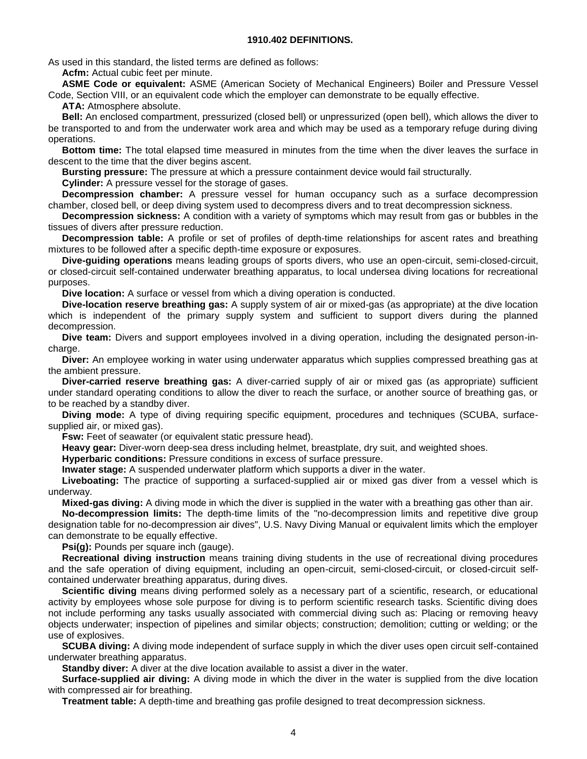### 1910.402 DEFINITIONS.

As used in this standard, the listed terms are defined as follows:

**Acfm:** Actual cubic feet per minute.

**ASME Code or equivalent:** ASME (American Society of Mechanical Engineers) Boiler and Pressure Vessel Code, Section VIII, or an equivalent code which the employer can demonstrate to be equally effective.

**ATA:** Atmosphere absolute.

**Bell:** An enclosed compartment, pressurized (closed bell) or unpressurized (open bell), which allows the diver to be transported to and from the underwater work area and which may be used as a temporary refuge during diving operations.

**Bottom time:** The total elapsed time measured in minutes from the time when the diver leaves the surface in descent to the time that the diver begins ascent.

**Bursting pressure:** The pressure at which a pressure containment device would fail structurally.

**Cylinder:** A pressure vessel for the storage of gases.

**Decompression chamber:** A pressure vessel for human occupancy such as a surface decompression chamber, closed bell, or deep diving system used to decompress divers and to treat decompression sickness.

**Decompression sickness:** A condition with a variety of symptoms which may result from gas or bubbles in the tissues of divers after pressure reduction.

**Decompression table:** A profile or set of profiles of depth-time relationships for ascent rates and breathing mixtures to be followed after a specific depth-time exposure or exposures.

**Dive-guiding operations** means leading groups of sports divers, who use an open-circuit, semi-closed-circuit, or closed-circuit self-contained underwater breathing apparatus, to local undersea diving locations for recreational purposes.

**Dive location:** A surface or vessel from which a diving operation is conducted.

**Dive-location reserve breathing gas:** A supply system of air or mixed-gas (as appropriate) at the dive location which is independent of the primary supply system and sufficient to support divers during the planned decompression.

**Dive team:** Divers and support employees involved in a diving operation, including the designated person-in-charge.

**Diver:** An employee working in water using underwater apparatus which supplies compressed breathing gas at the ambient pressure.

**Diver-carried reserve breathing gas:** A diver-carried supply of air or mixed gas (as appropriate) sufficient under standard operating conditions to allow the diver to reach the surface, or another source of breathing gas, or to be reached by a standby diver.

**Diving mode:** A type of diving requiring specific equipment, procedures and techniques (SCUBA, surface-supplied air, or mixed gas).

**Fsw:** Feet of seawater (or equivalent static pressure head).

**Heavy gear:** Diver-worn deep-sea dress including helmet, breastplate, dry suit, and weighted shoes.

**Hyperbaric conditions:** Pressure conditions in excess of surface pressure.

**Inwater stage:** A suspended underwater platform which supports a diver in the water.

**Liveboating:** The practice of supporting a surfaced-supplied air or mixed gas diver from a vessel which is underway.

**Mixed-gas diving:** A diving mode in which the diver is supplied in the water with a breathing gas other than air.

**No-decompression limits:** The depth-time limits of the "no-decompression limits and repetitive dive group designation table for no-decompression air dives", U.S. Navy Diving Manual or equivalent limits which the employer can demonstrate to be equally effective.

**Psi(g):** Pounds per square inch (gauge).

**Recreational diving instruction** means training diving students in the use of recreational diving procedures and the safe operation of diving equipment, including an open-circuit, semi-closed-circuit, or closed-circuit self-contained underwater breathing apparatus, during dives.

**Scientific diving** means diving performed solely as a necessary part of a scientific, research, or educational activity by employees whose sole purpose for diving is to perform scientific research tasks. Scientific diving does not include performing any tasks usually associated with commercial diving such as: Placing or removing heavy objects underwater; inspection of pipelines and similar objects; construction; demolition; cutting or welding; or the use of explosives.

**SCUBA diving:** A diving mode independent of surface supply in which the diver uses open circuit self-contained underwater breathing apparatus.

**Standby diver:** A diver at the dive location available to assist a diver in the water.

**Surface-supplied air diving:** A diving mode in which the diver in the water is supplied from the dive location with compressed air for breathing.

**Treatment table:** A depth-time and breathing gas profile designed to treat decompression sickness.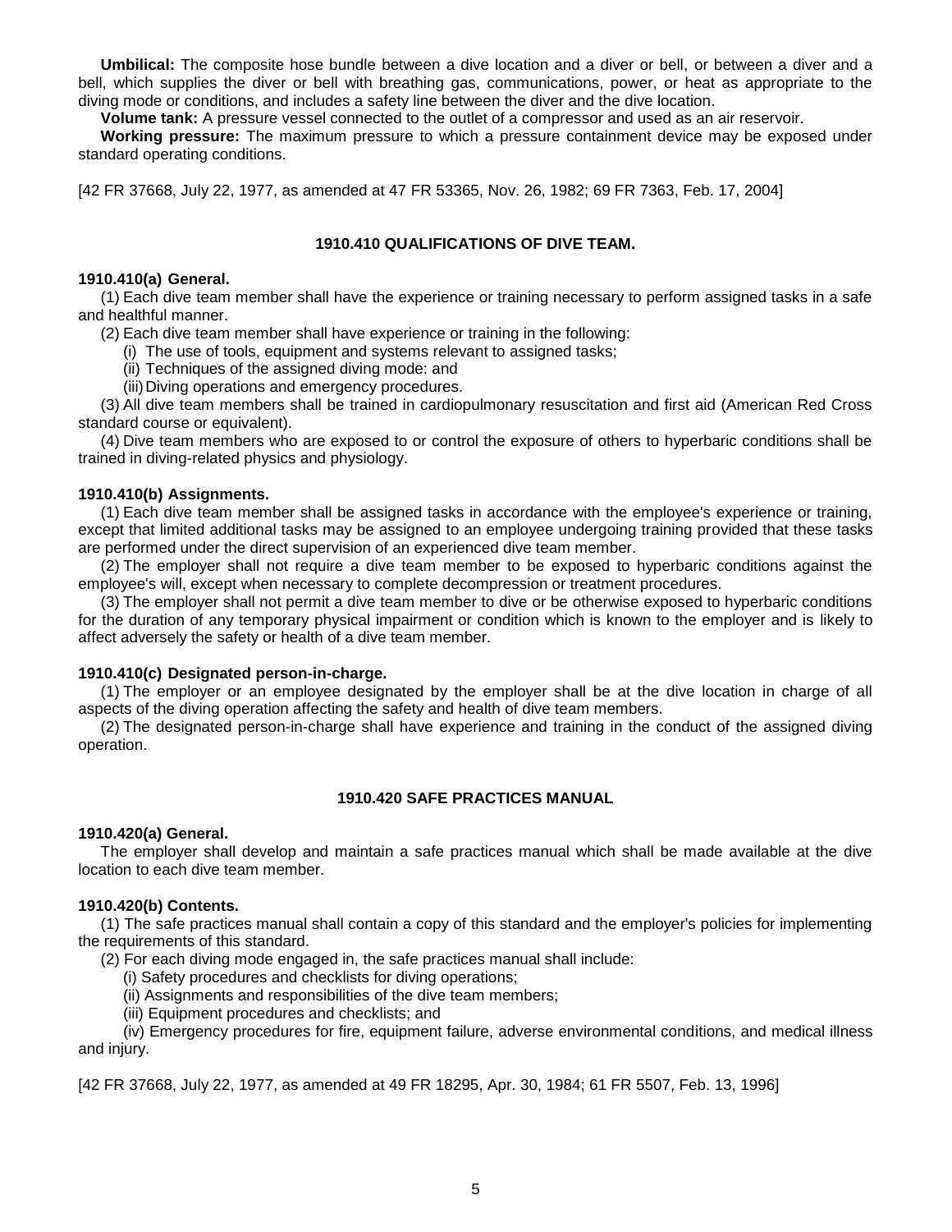**Umbilical:** The composite hose bundle between a dive location and a diver or bell, or between a diver and a bell, which supplies the diver or bell with breathing gas, communications, power, or heat as appropriate to the diving mode or conditions, and includes a safety line between the diver and the dive location.

**Volume tank:** A pressure vessel connected to the outlet of a compressor and used as an air reservoir.

**Working pressure:** The maximum pressure to which a pressure containment device may be exposed under standard operating conditions.

[42 FR 37668, July 22, 1977, as amended at 47 FR 53365, Nov. 26, 1982; 69 FR 7363, Feb. 17, 2004]

## 1910.410 QUALIFICATIONS OF DIVE TEAM.

**1910.410(a) General.**

(1) Each dive team member shall have the experience or training necessary to perform assigned tasks in a safe and healthful manner.

(2) Each dive team member shall have experience or training in the following:

(i) The use of tools, equipment and systems relevant to assigned tasks;

(ii) Techniques of the assigned diving mode: and

(iii) Diving operations and emergency procedures.

(3) All dive team members shall be trained in cardiopulmonary resuscitation and first aid (American Red Cross standard course or equivalent).

(4) Dive team members who are exposed to or control the exposure of others to hyperbaric conditions shall be trained in diving-related physics and physiology.

**1910.410(b) Assignments.**

(1) Each dive team member shall be assigned tasks in accordance with the employee's experience or training, except that limited additional tasks may be assigned to an employee undergoing training provided that these tasks are performed under the direct supervision of an experienced dive team member.

(2) The employer shall not require a dive team member to be exposed to hyperbaric conditions against the employee's will, except when necessary to complete decompression or treatment procedures.

(3) The employer shall not permit a dive team member to dive or be otherwise exposed to hyperbaric conditions for the duration of any temporary physical impairment or condition which is known to the employer and is likely to affect adversely the safety or health of a dive team member.

**1910.410(c) Designated person-in-charge.**

(1) The employer or an employee designated by the employer shall be at the dive location in charge of all aspects of the diving operation affecting the safety and health of dive team members.

(2) The designated person-in-charge shall have experience and training in the conduct of the assigned diving operation.

## 1910.420 SAFE PRACTICES MANUAL

**1910.420(a) General.**

The employer shall develop and maintain a safe practices manual which shall be made available at the dive location to each dive team member.

**1910.420(b) Contents.**

(1) The safe practices manual shall contain a copy of this standard and the employer's policies for implementing the requirements of this standard.

(2) For each diving mode engaged in, the safe practices manual shall include:

(i) Safety procedures and checklists for diving operations;

(ii) Assignments and responsibilities of the dive team members;

(iii) Equipment procedures and checklists; and

(iv) Emergency procedures for fire, equipment failure, adverse environmental conditions, and medical illness and injury.

[42 FR 37668, July 22, 1977, as amended at 49 FR 18295, Apr. 30, 1984; 61 FR 5507, Feb. 13, 1996]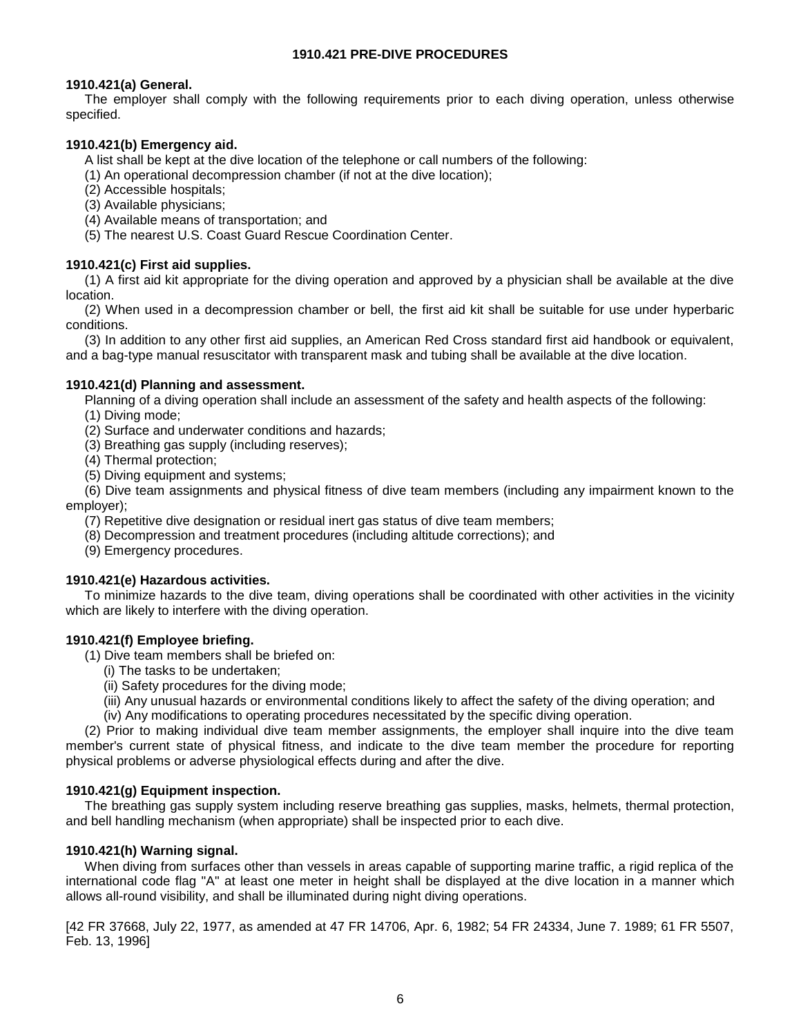# 1910.421 PRE-DIVE PROCEDURES

**1910.421(a) General.**

The employer shall comply with the following requirements prior to each diving operation, unless otherwise specified.

**1910.421(b) Emergency aid.**

A list shall be kept at the dive location of the telephone or call numbers of the following:

(1) An operational decompression chamber (if not at the dive location);

(2) Accessible hospitals;

(3) Available physicians;

(4) Available means of transportation; and

(5) The nearest U.S. Coast Guard Rescue Coordination Center.

**1910.421(c) First aid supplies.**

(1) A first aid kit appropriate for the diving operation and approved by a physician shall be available at the dive location.

(2) When used in a decompression chamber or bell, the first aid kit shall be suitable for use under hyperbaric conditions.

(3) In addition to any other first aid supplies, an American Red Cross standard first aid handbook or equivalent, and a bag-type manual resuscitator with transparent mask and tubing shall be available at the dive location.

**1910.421(d) Planning and assessment.**

Planning of a diving operation shall include an assessment of the safety and health aspects of the following:

(1) Diving mode;

(2) Surface and underwater conditions and hazards;

(3) Breathing gas supply (including reserves);

(4) Thermal protection;

(5) Diving equipment and systems;

(6) Dive team assignments and physical fitness of dive team members (including any impairment known to the employer);

(7) Repetitive dive designation or residual inert gas status of dive team members;

(8) Decompression and treatment procedures (including altitude corrections); and

(9) Emergency procedures.

**1910.421(e) Hazardous activities.**

To minimize hazards to the dive team, diving operations shall be coordinated with other activities in the vicinity which are likely to interfere with the diving operation.

**1910.421(f) Employee briefing.**

(1) Dive team members shall be briefed on:

(i) The tasks to be undertaken;

(ii) Safety procedures for the diving mode;

(iii) Any unusual hazards or environmental conditions likely to affect the safety of the diving operation; and

(iv) Any modifications to operating procedures necessitated by the specific diving operation.

(2) Prior to making individual dive team member assignments, the employer shall inquire into the dive team member's current state of physical fitness, and indicate to the dive team member the procedure for reporting physical problems or adverse physiological effects during and after the dive.

**1910.421(g) Equipment inspection.**

The breathing gas supply system including reserve breathing gas supplies, masks, helmets, thermal protection, and bell handling mechanism (when appropriate) shall be inspected prior to each dive.

**1910.421(h) Warning signal.**

When diving from surfaces other than vessels in areas capable of supporting marine traffic, a rigid replica of the international code flag "A" at least one meter in height shall be displayed at the dive location in a manner which allows all-round visibility, and shall be illuminated during night diving operations.

[42 FR 37668, July 22, 1977, as amended at 47 FR 14706, Apr. 6, 1982; 54 FR 24334, June 7. 1989; 61 FR 5507, Feb. 13, 1996]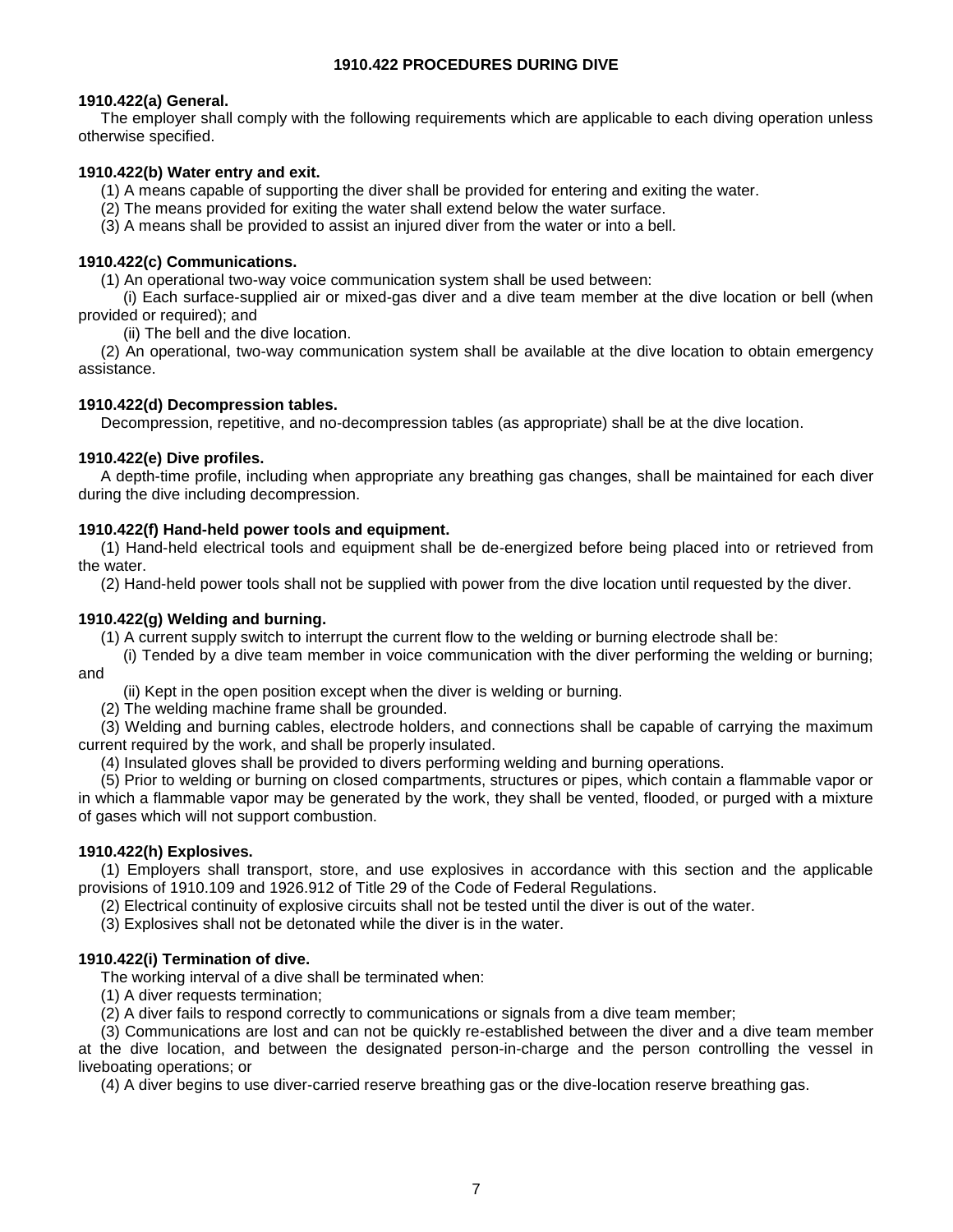# 1910.422 PROCEDURES DURING DIVE

### 1910.422(a) General.

The employer shall comply with the following requirements which are applicable to each diving operation unless otherwise specified.

### 1910.422(b) Water entry and exit.

(1) A means capable of supporting the diver shall be provided for entering and exiting the water.

(2) The means provided for exiting the water shall extend below the water surface.

(3) A means shall be provided to assist an injured diver from the water or into a bell.

### 1910.422(c) Communications.

(1) An operational two-way voice communication system shall be used between:

(i) Each surface-supplied air or mixed-gas diver and a dive team member at the dive location or bell (when provided or required); and

(ii) The bell and the dive location.

(2) An operational, two-way communication system shall be available at the dive location to obtain emergency assistance.

### 1910.422(d) Decompression tables.

Decompression, repetitive, and no-decompression tables (as appropriate) shall be at the dive location.

### 1910.422(e) Dive profiles.

A depth-time profile, including when appropriate any breathing gas changes, shall be maintained for each diver during the dive including decompression.

### 1910.422(f) Hand-held power tools and equipment.

(1) Hand-held electrical tools and equipment shall be de-energized before being placed into or retrieved from the water.

(2) Hand-held power tools shall not be supplied with power from the dive location until requested by the diver.

### 1910.422(g) Welding and burning.

(1) A current supply switch to interrupt the current flow to the welding or burning electrode shall be:

(i) Tended by a dive team member in voice communication with the diver performing the welding or burning; and

(ii) Kept in the open position except when the diver is welding or burning.

(2) The welding machine frame shall be grounded.

(3) Welding and burning cables, electrode holders, and connections shall be capable of carrying the maximum current required by the work, and shall be properly insulated.

(4) Insulated gloves shall be provided to divers performing welding and burning operations.

(5) Prior to welding or burning on closed compartments, structures or pipes, which contain a flammable vapor or in which a flammable vapor may be generated by the work, they shall be vented, flooded, or purged with a mixture of gases which will not support combustion.

### 1910.422(h) Explosives.

(1) Employers shall transport, store, and use explosives in accordance with this section and the applicable provisions of 1910.109 and 1926.912 of Title 29 of the Code of Federal Regulations.

(2) Electrical continuity of explosive circuits shall not be tested until the diver is out of the water.

(3) Explosives shall not be detonated while the diver is in the water.

### 1910.422(i) Termination of dive.

The working interval of a dive shall be terminated when:

(1) A diver requests termination;

(2) A diver fails to respond correctly to communications or signals from a dive team member;

(3) Communications are lost and can not be quickly re-established between the diver and a dive team member at the dive location, and between the designated person-in-charge and the person controlling the vessel in liveboating operations; or

(4) A diver begins to use diver-carried reserve breathing gas or the dive-location reserve breathing gas.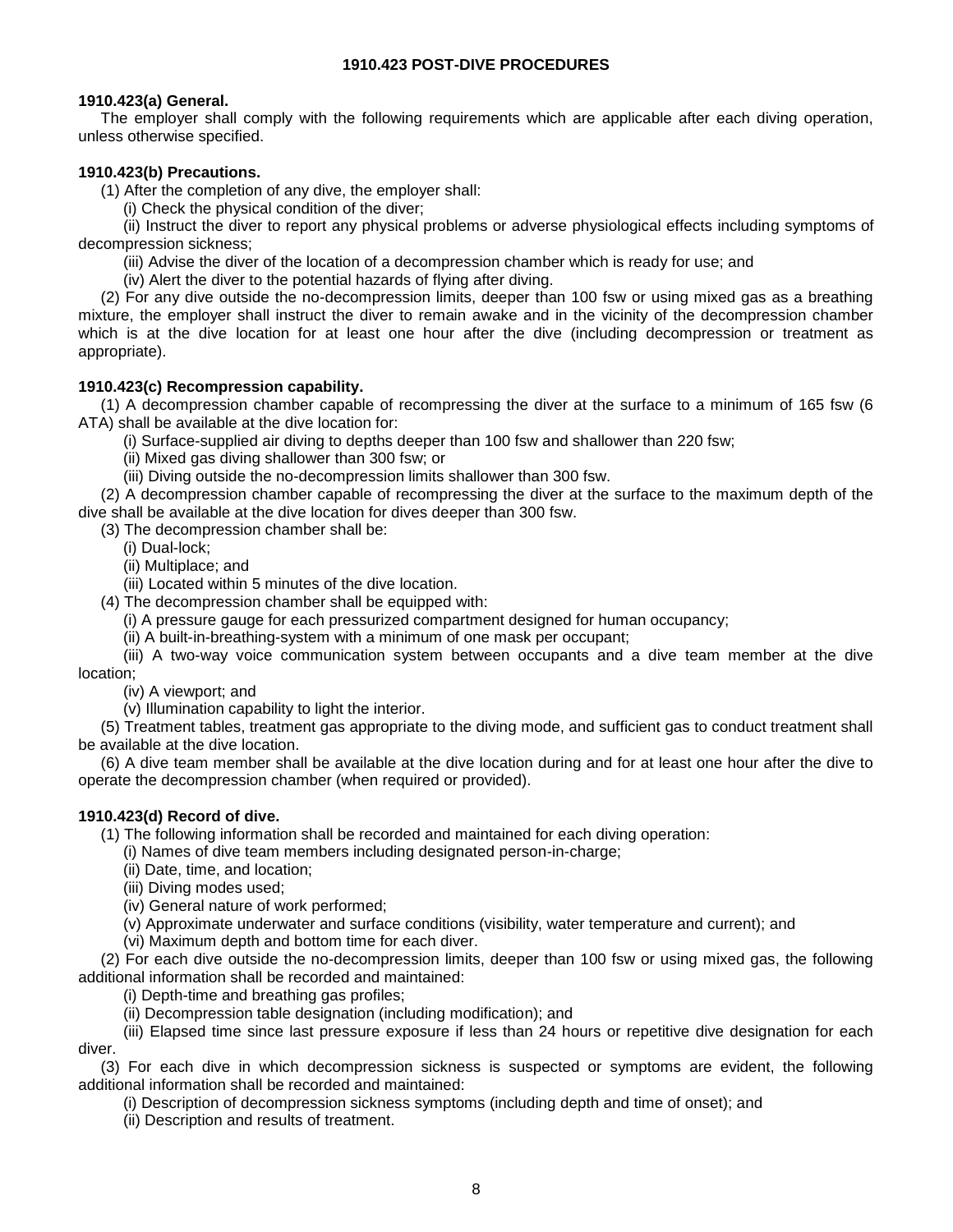## 1910.423 POST-DIVE PROCEDURES

**1910.423(a) General.**

The employer shall comply with the following requirements which are applicable after each diving operation, unless otherwise specified.

**1910.423(b) Precautions.**

(1) After the completion of any dive, the employer shall:

(i) Check the physical condition of the diver;

(ii) Instruct the diver to report any physical problems or adverse physiological effects including symptoms of decompression sickness;

(iii) Advise the diver of the location of a decompression chamber which is ready for use; and

(iv) Alert the diver to the potential hazards of flying after diving.

(2) For any dive outside the no-decompression limits, deeper than 100 fsw or using mixed gas as a breathing mixture, the employer shall instruct the diver to remain awake and in the vicinity of the decompression chamber which is at the dive location for at least one hour after the dive (including decompression or treatment as appropriate).

**1910.423(c) Recompression capability.**

(1) A decompression chamber capable of recompressing the diver at the surface to a minimum of 165 fsw (6 ATA) shall be available at the dive location for:

(i) Surface-supplied air diving to depths deeper than 100 fsw and shallower than 220 fsw;

(ii) Mixed gas diving shallower than 300 fsw; or

(iii) Diving outside the no-decompression limits shallower than 300 fsw.

(2) A decompression chamber capable of recompressing the diver at the surface to the maximum depth of the dive shall be available at the dive location for dives deeper than 300 fsw.

(3) The decompression chamber shall be:

(i) Dual-lock;

(ii) Multiplace; and

(iii) Located within 5 minutes of the dive location.

(4) The decompression chamber shall be equipped with:

(i) A pressure gauge for each pressurized compartment designed for human occupancy;

(ii) A built-in-breathing-system with a minimum of one mask per occupant;

(iii) A two-way voice communication system between occupants and a dive team member at the dive location;

(iv) A viewport; and

(v) Illumination capability to light the interior.

(5) Treatment tables, treatment gas appropriate to the diving mode, and sufficient gas to conduct treatment shall be available at the dive location.

(6) A dive team member shall be available at the dive location during and for at least one hour after the dive to operate the decompression chamber (when required or provided).

**1910.423(d) Record of dive.**

(1) The following information shall be recorded and maintained for each diving operation:

(i) Names of dive team members including designated person-in-charge;

(ii) Date, time, and location;

(iii) Diving modes used;

(iv) General nature of work performed;

(v) Approximate underwater and surface conditions (visibility, water temperature and current); and

(vi) Maximum depth and bottom time for each diver.

(2) For each dive outside the no-decompression limits, deeper than 100 fsw or using mixed gas, the following additional information shall be recorded and maintained:

(i) Depth-time and breathing gas profiles;

(ii) Decompression table designation (including modification); and

(iii) Elapsed time since last pressure exposure if less than 24 hours or repetitive dive designation for each diver.

(3) For each dive in which decompression sickness is suspected or symptoms are evident, the following additional information shall be recorded and maintained:

(i) Description of decompression sickness symptoms (including depth and time of onset); and

(ii) Description and results of treatment.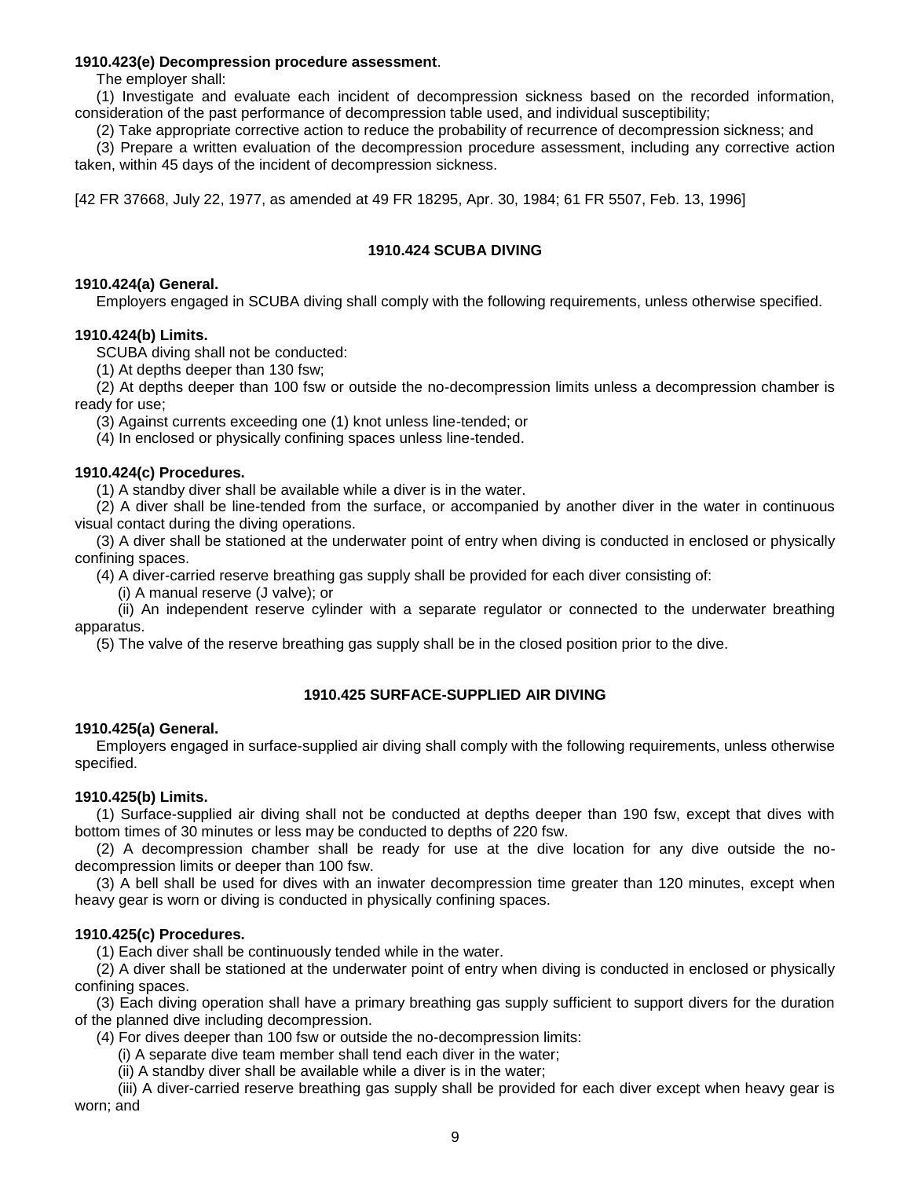**1910.423(e) Decompression procedure assessment**.

The employer shall:

(1) Investigate and evaluate each incident of decompression sickness based on the recorded information, consideration of the past performance of decompression table used, and individual susceptibility;

(2) Take appropriate corrective action to reduce the probability of recurrence of decompression sickness; and

(3) Prepare a written evaluation of the decompression procedure assessment, including any corrective action taken, within 45 days of the incident of decompression sickness.

[42 FR 37668, July 22, 1977, as amended at 49 FR 18295, Apr. 30, 1984; 61 FR 5507, Feb. 13, 1996]

## 1910.424 SCUBA DIVING

**1910.424(a) General.**

Employers engaged in SCUBA diving shall comply with the following requirements, unless otherwise specified.

**1910.424(b) Limits.**

SCUBA diving shall not be conducted:

(1) At depths deeper than 130 fsw;

(2) At depths deeper than 100 fsw or outside the no-decompression limits unless a decompression chamber is ready for use;

(3) Against currents exceeding one (1) knot unless line-tended; or

(4) In enclosed or physically confining spaces unless line-tended.

**1910.424(c) Procedures.**

(1) A standby diver shall be available while a diver is in the water.

(2) A diver shall be line-tended from the surface, or accompanied by another diver in the water in continuous visual contact during the diving operations.

(3) A diver shall be stationed at the underwater point of entry when diving is conducted in enclosed or physically confining spaces.

(4) A diver-carried reserve breathing gas supply shall be provided for each diver consisting of:

(i) A manual reserve (J valve); or

(ii) An independent reserve cylinder with a separate regulator or connected to the underwater breathing apparatus.

(5) The valve of the reserve breathing gas supply shall be in the closed position prior to the dive.

## 1910.425 SURFACE-SUPPLIED AIR DIVING

**1910.425(a) General.**

Employers engaged in surface-supplied air diving shall comply with the following requirements, unless otherwise specified.

**1910.425(b) Limits.**

(1) Surface-supplied air diving shall not be conducted at depths deeper than 190 fsw, except that dives with bottom times of 30 minutes or less may be conducted to depths of 220 fsw.

(2) A decompression chamber shall be ready for use at the dive location for any dive outside the no-decompression limits or deeper than 100 fsw.

(3) A bell shall be used for dives with an inwater decompression time greater than 120 minutes, except when heavy gear is worn or diving is conducted in physically confining spaces.

**1910.425(c) Procedures.**

(1) Each diver shall be continuously tended while in the water.

(2) A diver shall be stationed at the underwater point of entry when diving is conducted in enclosed or physically confining spaces.

(3) Each diving operation shall have a primary breathing gas supply sufficient to support divers for the duration of the planned dive including decompression.

(4) For dives deeper than 100 fsw or outside the no-decompression limits:

(i) A separate dive team member shall tend each diver in the water;

(ii) A standby diver shall be available while a diver is in the water;

(iii) A diver-carried reserve breathing gas supply shall be provided for each diver except when heavy gear is worn; and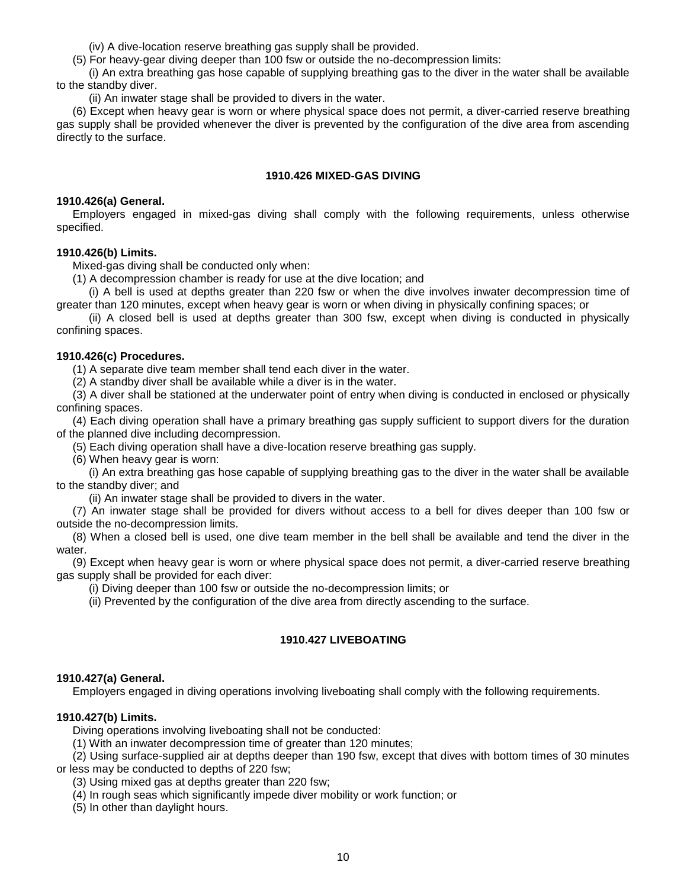(iv) A dive-location reserve breathing gas supply shall be provided.

(5) For heavy-gear diving deeper than 100 fsw or outside the no-decompression limits:

(i) An extra breathing gas hose capable of supplying breathing gas to the diver in the water shall be available to the standby diver.

(ii) An inwater stage shall be provided to divers in the water.

(6) Except when heavy gear is worn or where physical space does not permit, a diver-carried reserve breathing gas supply shall be provided whenever the diver is prevented by the configuration of the dive area from ascending directly to the surface.

## 1910.426 MIXED-GAS DIVING

**1910.426(a) General.**

Employers engaged in mixed-gas diving shall comply with the following requirements, unless otherwise specified.

**1910.426(b) Limits.**

Mixed-gas diving shall be conducted only when:

(1) A decompression chamber is ready for use at the dive location; and

(i) A bell is used at depths greater than 220 fsw or when the dive involves inwater decompression time of greater than 120 minutes, except when heavy gear is worn or when diving in physically confining spaces; or

(ii) A closed bell is used at depths greater than 300 fsw, except when diving is conducted in physically confining spaces.

**1910.426(c) Procedures.**

(1) A separate dive team member shall tend each diver in the water.

(2) A standby diver shall be available while a diver is in the water.

(3) A diver shall be stationed at the underwater point of entry when diving is conducted in enclosed or physically confining spaces.

(4) Each diving operation shall have a primary breathing gas supply sufficient to support divers for the duration of the planned dive including decompression.

(5) Each diving operation shall have a dive-location reserve breathing gas supply.

(6) When heavy gear is worn:

(i) An extra breathing gas hose capable of supplying breathing gas to the diver in the water shall be available to the standby diver; and

(ii) An inwater stage shall be provided to divers in the water.

(7) An inwater stage shall be provided for divers without access to a bell for dives deeper than 100 fsw or outside the no-decompression limits.

(8) When a closed bell is used, one dive team member in the bell shall be available and tend the diver in the water.

(9) Except when heavy gear is worn or where physical space does not permit, a diver-carried reserve breathing gas supply shall be provided for each diver:

(i) Diving deeper than 100 fsw or outside the no-decompression limits; or

(ii) Prevented by the configuration of the dive area from directly ascending to the surface.

## 1910.427 LIVEBOATING

**1910.427(a) General.**

Employers engaged in diving operations involving liveboating shall comply with the following requirements.

**1910.427(b) Limits.**

Diving operations involving liveboating shall not be conducted:

(1) With an inwater decompression time of greater than 120 minutes;

(2) Using surface-supplied air at depths deeper than 190 fsw, except that dives with bottom times of 30 minutes or less may be conducted to depths of 220 fsw;

(3) Using mixed gas at depths greater than 220 fsw;

(4) In rough seas which significantly impede diver mobility or work function; or

(5) In other than daylight hours.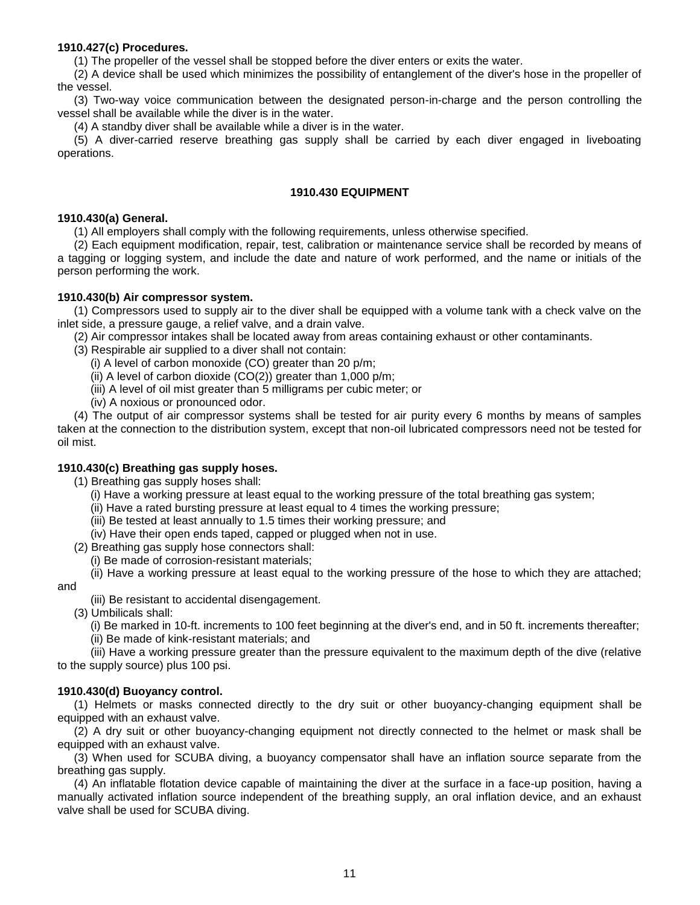**1910.427(c) Procedures.**

(1) The propeller of the vessel shall be stopped before the diver enters or exits the water.

(2) A device shall be used which minimizes the possibility of entanglement of the diver's hose in the propeller of the vessel.

(3) Two-way voice communication between the designated person-in-charge and the person controlling the vessel shall be available while the diver is in the water.

(4) A standby diver shall be available while a diver is in the water.

(5) A diver-carried reserve breathing gas supply shall be carried by each diver engaged in liveboating operations.

## 1910.430 EQUIPMENT

**1910.430(a) General.**

(1) All employers shall comply with the following requirements, unless otherwise specified.

(2) Each equipment modification, repair, test, calibration or maintenance service shall be recorded by means of a tagging or logging system, and include the date and nature of work performed, and the name or initials of the person performing the work.

**1910.430(b) Air compressor system.**

(1) Compressors used to supply air to the diver shall be equipped with a volume tank with a check valve on the inlet side, a pressure gauge, a relief valve, and a drain valve.

(2) Air compressor intakes shall be located away from areas containing exhaust or other contaminants.

(3) Respirable air supplied to a diver shall not contain:

(i) A level of carbon monoxide (CO) greater than 20 p/m;

(ii) A level of carbon dioxide (CO(2)) greater than 1,000 p/m;

(iii) A level of oil mist greater than 5 milligrams per cubic meter; or

(iv) A noxious or pronounced odor.

(4) The output of air compressor systems shall be tested for air purity every 6 months by means of samples taken at the connection to the distribution system, except that non-oil lubricated compressors need not be tested for oil mist.

**1910.430(c) Breathing gas supply hoses.**

(1) Breathing gas supply hoses shall:

(i) Have a working pressure at least equal to the working pressure of the total breathing gas system;

(ii) Have a rated bursting pressure at least equal to 4 times the working pressure;

(iii) Be tested at least annually to 1.5 times their working pressure; and

(iv) Have their open ends taped, capped or plugged when not in use.

(2) Breathing gas supply hose connectors shall:

(i) Be made of corrosion-resistant materials;

(ii) Have a working pressure at least equal to the working pressure of the hose to which they are attached; and

(iii) Be resistant to accidental disengagement.

(3) Umbilicals shall:

(i) Be marked in 10-ft. increments to 100 feet beginning at the diver's end, and in 50 ft. increments thereafter;

(ii) Be made of kink-resistant materials; and

(iii) Have a working pressure greater than the pressure equivalent to the maximum depth of the dive (relative to the supply source) plus 100 psi.

**1910.430(d) Buoyancy control.**

(1) Helmets or masks connected directly to the dry suit or other buoyancy-changing equipment shall be equipped with an exhaust valve.

(2) A dry suit or other buoyancy-changing equipment not directly connected to the helmet or mask shall be equipped with an exhaust valve.

(3) When used for SCUBA diving, a buoyancy compensator shall have an inflation source separate from the breathing gas supply.

(4) An inflatable flotation device capable of maintaining the diver at the surface in a face-up position, having a manually activated inflation source independent of the breathing supply, an oral inflation device, and an exhaust valve shall be used for SCUBA diving.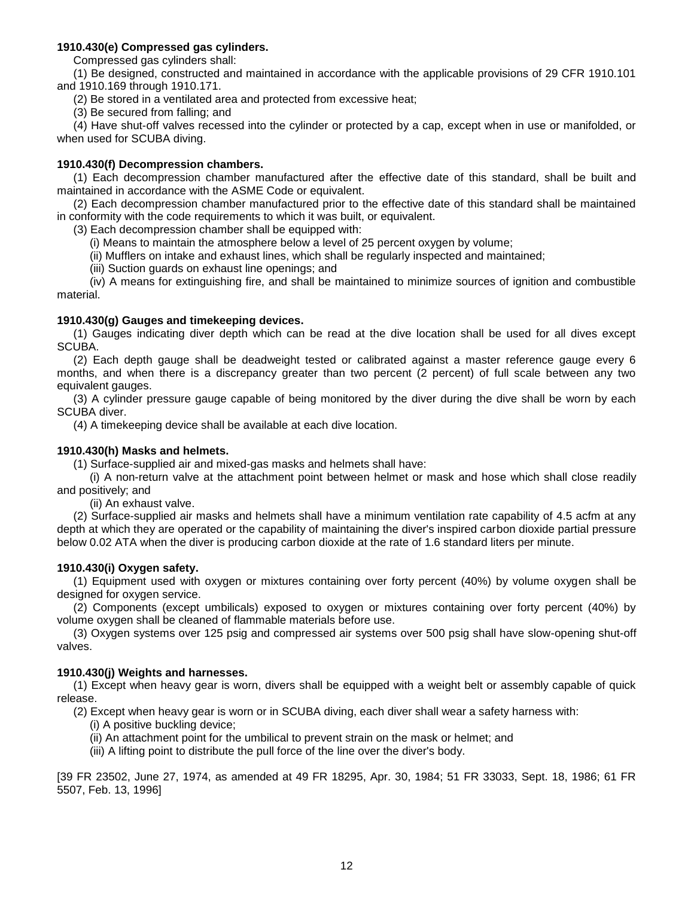**1910.430(e) Compressed gas cylinders.**

Compressed gas cylinders shall:

(1) Be designed, constructed and maintained in accordance with the applicable provisions of 29 CFR 1910.101 and 1910.169 through 1910.171.

(2) Be stored in a ventilated area and protected from excessive heat;

(3) Be secured from falling; and

(4) Have shut-off valves recessed into the cylinder or protected by a cap, except when in use or manifolded, or when used for SCUBA diving.

**1910.430(f) Decompression chambers.**

(1) Each decompression chamber manufactured after the effective date of this standard, shall be built and maintained in accordance with the ASME Code or equivalent.

(2) Each decompression chamber manufactured prior to the effective date of this standard shall be maintained in conformity with the code requirements to which it was built, or equivalent.

(3) Each decompression chamber shall be equipped with:

(i) Means to maintain the atmosphere below a level of 25 percent oxygen by volume;

(ii) Mufflers on intake and exhaust lines, which shall be regularly inspected and maintained;

(iii) Suction guards on exhaust line openings; and

(iv) A means for extinguishing fire, and shall be maintained to minimize sources of ignition and combustible material.

**1910.430(g) Gauges and timekeeping devices.**

(1) Gauges indicating diver depth which can be read at the dive location shall be used for all dives except SCUBA.

(2) Each depth gauge shall be deadweight tested or calibrated against a master reference gauge every 6 months, and when there is a discrepancy greater than two percent (2 percent) of full scale between any two equivalent gauges.

(3) A cylinder pressure gauge capable of being monitored by the diver during the dive shall be worn by each SCUBA diver.

(4) A timekeeping device shall be available at each dive location.

**1910.430(h) Masks and helmets.**

(1) Surface-supplied air and mixed-gas masks and helmets shall have:

(i) A non-return valve at the attachment point between helmet or mask and hose which shall close readily and positively; and

(ii) An exhaust valve.

(2) Surface-supplied air masks and helmets shall have a minimum ventilation rate capability of 4.5 acfm at any depth at which they are operated or the capability of maintaining the diver's inspired carbon dioxide partial pressure below 0.02 ATA when the diver is producing carbon dioxide at the rate of 1.6 standard liters per minute.

**1910.430(i) Oxygen safety.**

(1) Equipment used with oxygen or mixtures containing over forty percent (40%) by volume oxygen shall be designed for oxygen service.

(2) Components (except umbilicals) exposed to oxygen or mixtures containing over forty percent (40%) by volume oxygen shall be cleaned of flammable materials before use.

(3) Oxygen systems over 125 psig and compressed air systems over 500 psig shall have slow-opening shut-off valves.

**1910.430(j) Weights and harnesses.**

(1) Except when heavy gear is worn, divers shall be equipped with a weight belt or assembly capable of quick release.

(2) Except when heavy gear is worn or in SCUBA diving, each diver shall wear a safety harness with:

(i) A positive buckling device;

(ii) An attachment point for the umbilical to prevent strain on the mask or helmet; and

(iii) A lifting point to distribute the pull force of the line over the diver's body.

[39 FR 23502, June 27, 1974, as amended at 49 FR 18295, Apr. 30, 1984; 51 FR 33033, Sept. 18, 1986; 61 FR 5507, Feb. 13, 1996]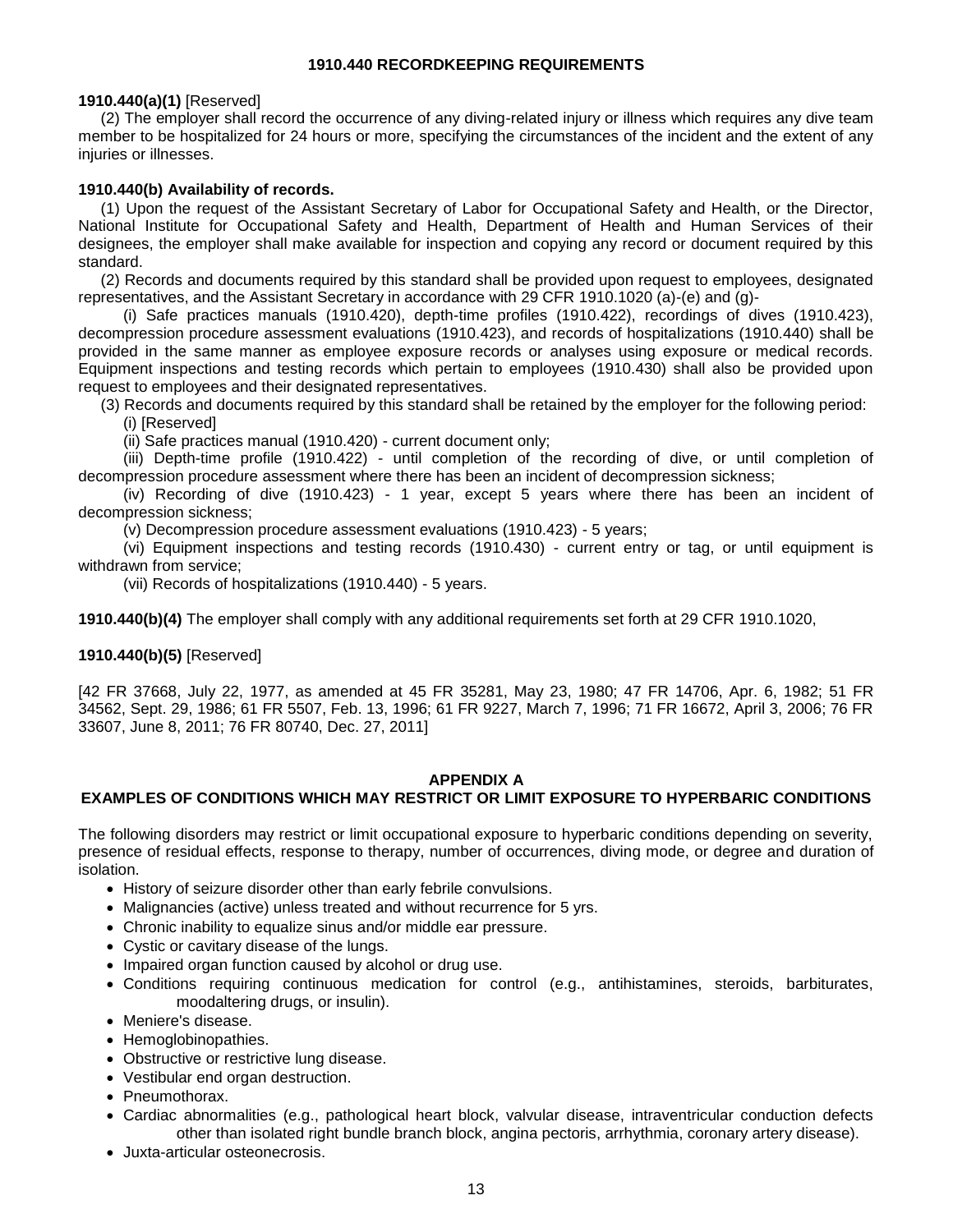## 1910.440 RECORDKEEPING REQUIREMENTS

**1910.440(a)(1)** [Reserved]

(2) The employer shall record the occurrence of any diving-related injury or illness which requires any dive team member to be hospitalized for 24 hours or more, specifying the circumstances of the incident and the extent of any injuries or illnesses.

**1910.440(b) Availability of records.**

(1) Upon the request of the Assistant Secretary of Labor for Occupational Safety and Health, or the Director, National Institute for Occupational Safety and Health, Department of Health and Human Services of their designees, the employer shall make available for inspection and copying any record or document required by this standard.

(2) Records and documents required by this standard shall be provided upon request to employees, designated representatives, and the Assistant Secretary in accordance with 29 CFR 1910.1020 (a)-(e) and (g)-

(i) Safe practices manuals (1910.420), depth-time profiles (1910.422), recordings of dives (1910.423), decompression procedure assessment evaluations (1910.423), and records of hospitalizations (1910.440) shall be provided in the same manner as employee exposure records or analyses using exposure or medical records. Equipment inspections and testing records which pertain to employees (1910.430) shall also be provided upon request to employees and their designated representatives.

(3) Records and documents required by this standard shall be retained by the employer for the following period:

(i) [Reserved]

(ii) Safe practices manual (1910.420) - current document only;

(iii) Depth-time profile (1910.422) - until completion of the recording of dive, or until completion of decompression procedure assessment where there has been an incident of decompression sickness;

(iv) Recording of dive (1910.423) - 1 year, except 5 years where there has been an incident of decompression sickness;

(v) Decompression procedure assessment evaluations (1910.423) - 5 years;

(vi) Equipment inspections and testing records (1910.430) - current entry or tag, or until equipment is withdrawn from service;

(vii) Records of hospitalizations (1910.440) - 5 years.

**1910.440(b)(4)** The employer shall comply with any additional requirements set forth at 29 CFR 1910.1020,

**1910.440(b)(5)** [Reserved]

[42 FR 37668, July 22, 1977, as amended at 45 FR 35281, May 23, 1980; 47 FR 14706, Apr. 6, 1982; 51 FR 34562, Sept. 29, 1986; 61 FR 5507, Feb. 13, 1996; 61 FR 9227, March 7, 1996; 71 FR 16672, April 3, 2006; 76 FR 33607, June 8, 2011; 76 FR 80740, Dec. 27, 2011]

## APPENDIX A
## EXAMPLES OF CONDITIONS WHICH MAY RESTRICT OR LIMIT EXPOSURE TO HYPERBARIC CONDITIONS

The following disorders may restrict or limit occupational exposure to hyperbaric conditions depending on severity, presence of residual effects, response to therapy, number of occurrences, diving mode, or degree and duration of isolation.

- History of seizure disorder other than early febrile convulsions.
- Malignancies (active) unless treated and without recurrence for 5 yrs.
- Chronic inability to equalize sinus and/or middle ear pressure.
- Cystic or cavitary disease of the lungs.
- Impaired organ function caused by alcohol or drug use.
- Conditions requiring continuous medication for control (e.g., antihistamines, steroids, barbiturates, moodaltering drugs, or insulin).
- Meniere's disease.
- Hemoglobinopathies.
- Obstructive or restrictive lung disease.
- Vestibular end organ destruction.
- Pneumothorax.
- Cardiac abnormalities (e.g., pathological heart block, valvular disease, intraventricular conduction defects other than isolated right bundle branch block, angina pectoris, arrhythmia, coronary artery disease).
- Juxta-articular osteonecrosis.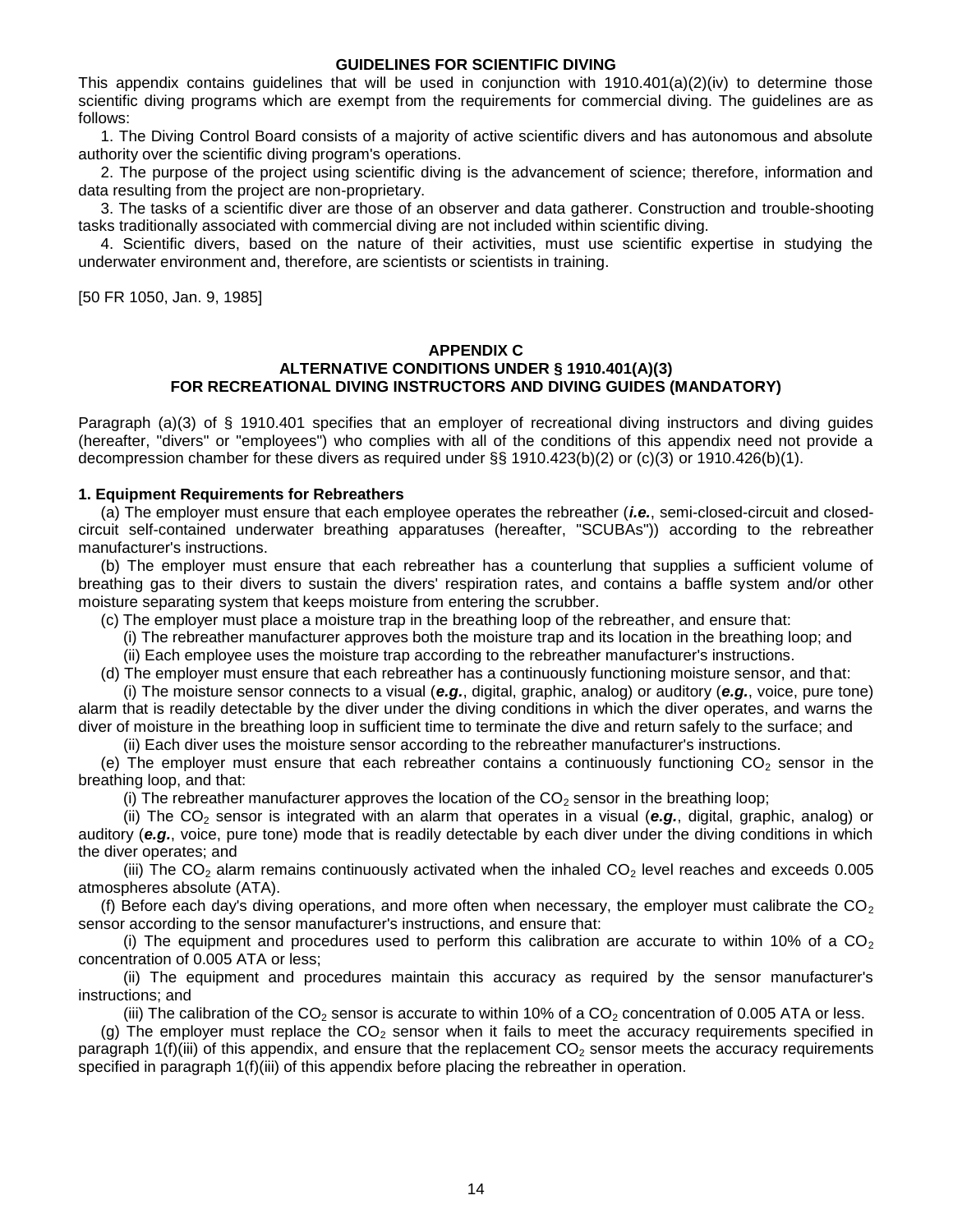## GUIDELINES FOR SCIENTIFIC DIVING

This appendix contains guidelines that will be used in conjunction with 1910.401(a)(2)(iv) to determine those scientific diving programs which are exempt from the requirements for commercial diving. The guidelines are as follows:

1. The Diving Control Board consists of a majority of active scientific divers and has autonomous and absolute authority over the scientific diving program's operations.

2. The purpose of the project using scientific diving is the advancement of science; therefore, information and data resulting from the project are non-proprietary.

3. The tasks of a scientific diver are those of an observer and data gatherer. Construction and trouble-shooting tasks traditionally associated with commercial diving are not included within scientific diving.

4. Scientific divers, based on the nature of their activities, must use scientific expertise in studying the underwater environment and, therefore, are scientists or scientists in training.

[50 FR 1050, Jan. 9, 1985]

## APPENDIX C
## ALTERNATIVE CONDITIONS UNDER § 1910.401(A)(3) FOR RECREATIONAL DIVING INSTRUCTORS AND DIVING GUIDES (MANDATORY)

Paragraph (a)(3) of § 1910.401 specifies that an employer of recreational diving instructors and diving guides (hereafter, "divers" or "employees") who complies with all of the conditions of this appendix need not provide a decompression chamber for these divers as required under §§ 1910.423(b)(2) or (c)(3) or 1910.426(b)(1).

### 1. Equipment Requirements for Rebreathers

(a) The employer must ensure that each employee operates the rebreather (***i.e.***, semi-closed-circuit and closed-circuit self-contained underwater breathing apparatuses (hereafter, "SCUBAs")) according to the rebreather manufacturer's instructions.

(b) The employer must ensure that each rebreather has a counterlung that supplies a sufficient volume of breathing gas to their divers to sustain the divers' respiration rates, and contains a baffle system and/or other moisture separating system that keeps moisture from entering the scrubber.

(c) The employer must place a moisture trap in the breathing loop of the rebreather, and ensure that:

(i) The rebreather manufacturer approves both the moisture trap and its location in the breathing loop; and

(ii) Each employee uses the moisture trap according to the rebreather manufacturer's instructions.

(d) The employer must ensure that each rebreather has a continuously functioning moisture sensor, and that:

(i) The moisture sensor connects to a visual (***e.g.***, digital, graphic, analog) or auditory (***e.g.***, voice, pure tone) alarm that is readily detectable by the diver under the diving conditions in which the diver operates, and warns the diver of moisture in the breathing loop in sufficient time to terminate the dive and return safely to the surface; and

(ii) Each diver uses the moisture sensor according to the rebreather manufacturer's instructions.

(e) The employer must ensure that each rebreather contains a continuously functioning $CO_2$ sensor in the breathing loop, and that:

(i) The rebreather manufacturer approves the location of the $CO_2$ sensor in the breathing loop;

(ii) The $CO_2$ sensor is integrated with an alarm that operates in a visual (***e.g.***, digital, graphic, analog) or auditory (***e.g.***, voice, pure tone) mode that is readily detectable by each diver under the diving conditions in which the diver operates; and

(iii) The $CO_2$ alarm remains continuously activated when the inhaled $CO_2$ level reaches and exceeds 0.005 atmospheres absolute (ATA).

(f) Before each day's diving operations, and more often when necessary, the employer must calibrate the $CO_2$ sensor according to the sensor manufacturer's instructions, and ensure that:

(i) The equipment and procedures used to perform this calibration are accurate to within 10% of a $CO_2$ concentration of 0.005 ATA or less;

(ii) The equipment and procedures maintain this accuracy as required by the sensor manufacturer's instructions; and

(iii) The calibration of the $CO_2$ sensor is accurate to within 10% of a $CO_2$ concentration of 0.005 ATA or less.

(g) The employer must replace the $CO_2$ sensor when it fails to meet the accuracy requirements specified in paragraph 1(f)(iii) of this appendix, and ensure that the replacement $CO_2$ sensor meets the accuracy requirements specified in paragraph 1(f)(iii) of this appendix before placing the rebreather in operation.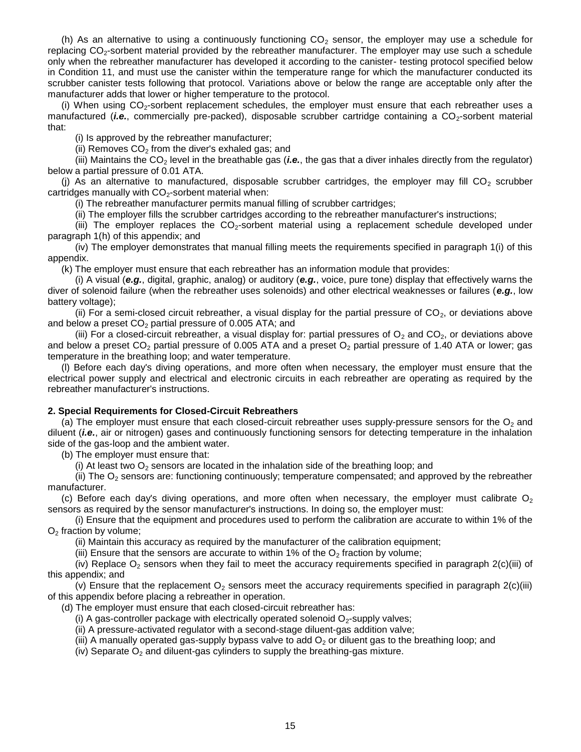(h) As an alternative to using a continuously functioning $CO_2$ sensor, the employer may use a schedule for replacing $CO_2$-sorbent material provided by the rebreather manufacturer. The employer may use such a schedule only when the rebreather manufacturer has developed it according to the canister- testing protocol specified below in Condition 11, and must use the canister within the temperature range for which the manufacturer conducted its scrubber canister tests following that protocol. Variations above or below the range are acceptable only after the manufacturer adds that lower or higher temperature to the protocol.

(i) When using $CO_2$-sorbent replacement schedules, the employer must ensure that each rebreather uses a manufactured (***i.e.***, commercially pre-packed), disposable scrubber cartridge containing a $CO_2$-sorbent material that:

(i) Is approved by the rebreather manufacturer;

(ii) Removes $CO_2$ from the diver's exhaled gas; and

(iii) Maintains the $CO_2$ level in the breathable gas (***i.e.***, the gas that a diver inhales directly from the regulator) below a partial pressure of 0.01 ATA.

(j) As an alternative to manufactured, disposable scrubber cartridges, the employer may fill $CO_2$ scrubber cartridges manually with $CO_2$-sorbent material when:

(i) The rebreather manufacturer permits manual filling of scrubber cartridges;

(ii) The employer fills the scrubber cartridges according to the rebreather manufacturer's instructions;

(iii) The employer replaces the $CO_2$-sorbent material using a replacement schedule developed under paragraph 1(h) of this appendix; and

(iv) The employer demonstrates that manual filling meets the requirements specified in paragraph 1(i) of this appendix.

(k) The employer must ensure that each rebreather has an information module that provides:

(i) A visual (***e.g.***, digital, graphic, analog) or auditory (***e.g.***, voice, pure tone) display that effectively warns the diver of solenoid failure (when the rebreather uses solenoids) and other electrical weaknesses or failures (***e.g.***, low battery voltage);

(ii) For a semi-closed circuit rebreather, a visual display for the partial pressure of $CO_2$, or deviations above and below a preset $CO_2$ partial pressure of 0.005 ATA; and

(iii) For a closed-circuit rebreather, a visual display for: partial pressures of $O_2$ and $CO_2$, or deviations above and below a preset $CO_2$ partial pressure of 0.005 ATA and a preset $O_2$ partial pressure of 1.40 ATA or lower; gas temperature in the breathing loop; and water temperature.

(l) Before each day's diving operations, and more often when necessary, the employer must ensure that the electrical power supply and electrical and electronic circuits in each rebreather are operating as required by the rebreather manufacturer's instructions.

**2. Special Requirements for Closed-Circuit Rebreathers**

(a) The employer must ensure that each closed-circuit rebreather uses supply-pressure sensors for the $O_2$ and diluent (***i.e.***, air or nitrogen) gases and continuously functioning sensors for detecting temperature in the inhalation side of the gas-loop and the ambient water.

(b) The employer must ensure that:

(i) At least two $O_2$ sensors are located in the inhalation side of the breathing loop; and

(ii) The $O_2$ sensors are: functioning continuously; temperature compensated; and approved by the rebreather manufacturer.

(c) Before each day's diving operations, and more often when necessary, the employer must calibrate $O_2$ sensors as required by the sensor manufacturer's instructions. In doing so, the employer must:

(i) Ensure that the equipment and procedures used to perform the calibration are accurate to within 1% of the $O_2$ fraction by volume;

(ii) Maintain this accuracy as required by the manufacturer of the calibration equipment;

(iii) Ensure that the sensors are accurate to within 1% of the $O_2$ fraction by volume;

(iv) Replace $O_2$ sensors when they fail to meet the accuracy requirements specified in paragraph 2(c)(iii) of this appendix; and

(v) Ensure that the replacement $O_2$ sensors meet the accuracy requirements specified in paragraph 2(c)(iii) of this appendix before placing a rebreather in operation.

(d) The employer must ensure that each closed-circuit rebreather has:

(i) A gas-controller package with electrically operated solenoid $O_2$-supply valves;

(ii) A pressure-activated regulator with a second-stage diluent-gas addition valve;

(iii) A manually operated gas-supply bypass valve to add $O_2$ or diluent gas to the breathing loop; and

(iv) Separate $O_2$ and diluent-gas cylinders to supply the breathing-gas mixture.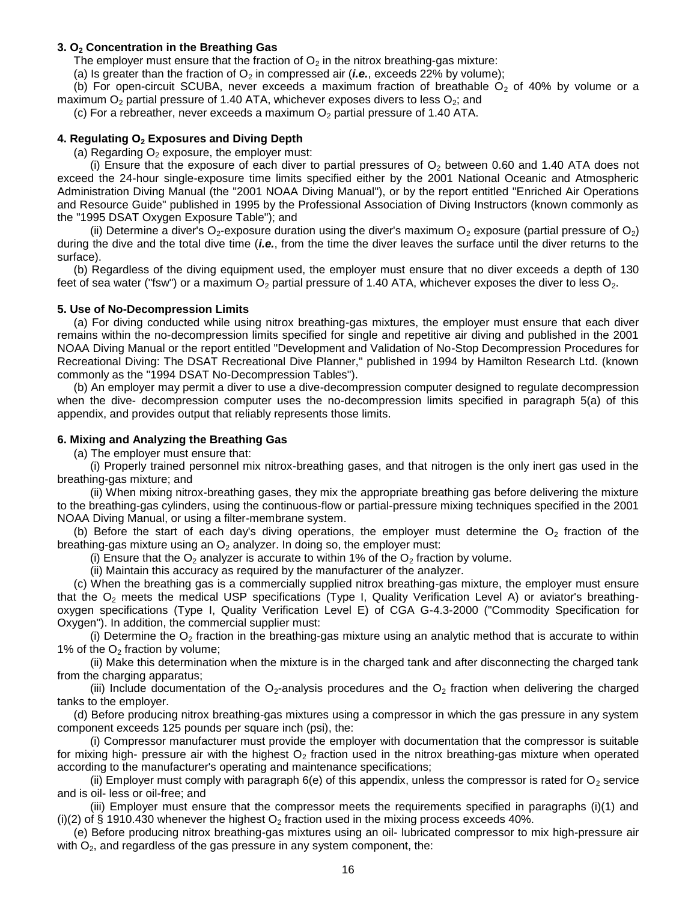**3. $O_2$ Concentration in the Breathing Gas**

The employer must ensure that the fraction of $O_2$ in the nitrox breathing-gas mixture:

(a) Is greater than the fraction of $O_2$ in compressed air (***i.e.***, exceeds 22% by volume);

(b) For open-circuit SCUBA, never exceeds a maximum fraction of breathable $O_2$ of 40% by volume or a maximum $O_2$ partial pressure of 1.40 ATA, whichever exposes divers to less $O_2$; and

(c) For a rebreather, never exceeds a maximum $O_2$ partial pressure of 1.40 ATA.

**4. Regulating $O_2$ Exposures and Diving Depth**

(a) Regarding $O_2$ exposure, the employer must:

(i) Ensure that the exposure of each diver to partial pressures of $O_2$ between 0.60 and 1.40 ATA does not exceed the 24-hour single-exposure time limits specified either by the 2001 National Oceanic and Atmospheric Administration Diving Manual (the "2001 NOAA Diving Manual"), or by the report entitled "Enriched Air Operations and Resource Guide" published in 1995 by the Professional Association of Diving Instructors (known commonly as the "1995 DSAT Oxygen Exposure Table"); and

(ii) Determine a diver's $O_2$-exposure duration using the diver's maximum $O_2$ exposure (partial pressure of $O_2$) during the dive and the total dive time (***i.e.***, from the time the diver leaves the surface until the diver returns to the surface).

(b) Regardless of the diving equipment used, the employer must ensure that no diver exceeds a depth of 130 feet of sea water ("fsw") or a maximum $O_2$ partial pressure of 1.40 ATA, whichever exposes the diver to less $O_2$.

**5. Use of No-Decompression Limits**

(a) For diving conducted while using nitrox breathing-gas mixtures, the employer must ensure that each diver remains within the no-decompression limits specified for single and repetitive air diving and published in the 2001 NOAA Diving Manual or the report entitled "Development and Validation of No-Stop Decompression Procedures for Recreational Diving: The DSAT Recreational Dive Planner," published in 1994 by Hamilton Research Ltd. (known commonly as the "1994 DSAT No-Decompression Tables").

(b) An employer may permit a diver to use a dive-decompression computer designed to regulate decompression when the dive- decompression computer uses the no-decompression limits specified in paragraph 5(a) of this appendix, and provides output that reliably represents those limits.

**6. Mixing and Analyzing the Breathing Gas**

(a) The employer must ensure that:

(i) Properly trained personnel mix nitrox-breathing gases, and that nitrogen is the only inert gas used in the breathing-gas mixture; and

(ii) When mixing nitrox-breathing gases, they mix the appropriate breathing gas before delivering the mixture to the breathing-gas cylinders, using the continuous-flow or partial-pressure mixing techniques specified in the 2001 NOAA Diving Manual, or using a filter-membrane system.

(b) Before the start of each day's diving operations, the employer must determine the $O_2$ fraction of the breathing-gas mixture using an $O_2$ analyzer. In doing so, the employer must:

(i) Ensure that the $O_2$ analyzer is accurate to within 1% of the $O_2$ fraction by volume.

(ii) Maintain this accuracy as required by the manufacturer of the analyzer.

(c) When the breathing gas is a commercially supplied nitrox breathing-gas mixture, the employer must ensure that the $O_2$ meets the medical USP specifications (Type I, Quality Verification Level A) or aviator's breathing-oxygen specifications (Type I, Quality Verification Level E) of CGA G-4.3-2000 ("Commodity Specification for Oxygen"). In addition, the commercial supplier must:

(i) Determine the $O_2$ fraction in the breathing-gas mixture using an analytic method that is accurate to within 1% of the $O_2$ fraction by volume;

(ii) Make this determination when the mixture is in the charged tank and after disconnecting the charged tank from the charging apparatus;

(iii) Include documentation of the $O_2$-analysis procedures and the $O_2$ fraction when delivering the charged tanks to the employer.

(d) Before producing nitrox breathing-gas mixtures using a compressor in which the gas pressure in any system component exceeds 125 pounds per square inch (psi), the:

(i) Compressor manufacturer must provide the employer with documentation that the compressor is suitable for mixing high- pressure air with the highest $O_2$ fraction used in the nitrox breathing-gas mixture when operated according to the manufacturer's operating and maintenance specifications;

(ii) Employer must comply with paragraph 6(e) of this appendix, unless the compressor is rated for $O_2$ service and is oil- less or oil-free; and

(iii) Employer must ensure that the compressor meets the requirements specified in paragraphs (i)(1) and (i)(2) of § 1910.430 whenever the highest $O_2$ fraction used in the mixing process exceeds 40%.

(e) Before producing nitrox breathing-gas mixtures using an oil- lubricated compressor to mix high-pressure air with $O_2$, and regardless of the gas pressure in any system component, the: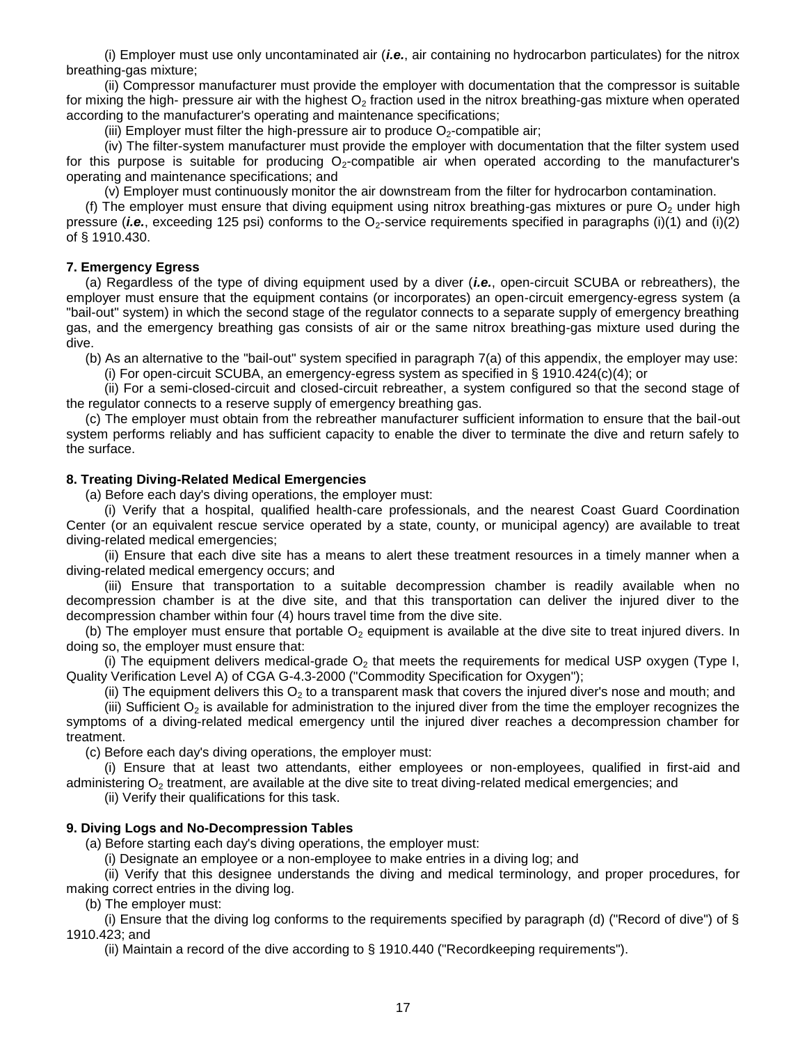(i) Employer must use only uncontaminated air (***i.e.***, air containing no hydrocarbon particulates) for the nitrox breathing-gas mixture;

(ii) Compressor manufacturer must provide the employer with documentation that the compressor is suitable for mixing the high- pressure air with the highest $O_2$ fraction used in the nitrox breathing-gas mixture when operated according to the manufacturer's operating and maintenance specifications;

(iii) Employer must filter the high-pressure air to produce $O_2$-compatible air;

(iv) The filter-system manufacturer must provide the employer with documentation that the filter system used for this purpose is suitable for producing $O_2$-compatible air when operated according to the manufacturer's operating and maintenance specifications; and

(v) Employer must continuously monitor the air downstream from the filter for hydrocarbon contamination.

(f) The employer must ensure that diving equipment using nitrox breathing-gas mixtures or pure $O_2$ under high pressure (***i.e.***, exceeding 125 psi) conforms to the $O_2$-service requirements specified in paragraphs (i)(1) and (i)(2) of § 1910.430.

**7. Emergency Egress**

(a) Regardless of the type of diving equipment used by a diver (***i.e.***, open-circuit SCUBA or rebreathers), the employer must ensure that the equipment contains (or incorporates) an open-circuit emergency-egress system (a "bail-out" system) in which the second stage of the regulator connects to a separate supply of emergency breathing gas, and the emergency breathing gas consists of air or the same nitrox breathing-gas mixture used during the dive.

(b) As an alternative to the "bail-out" system specified in paragraph 7(a) of this appendix, the employer may use:

(i) For open-circuit SCUBA, an emergency-egress system as specified in § 1910.424(c)(4); or

(ii) For a semi-closed-circuit and closed-circuit rebreather, a system configured so that the second stage of the regulator connects to a reserve supply of emergency breathing gas.

(c) The employer must obtain from the rebreather manufacturer sufficient information to ensure that the bail-out system performs reliably and has sufficient capacity to enable the diver to terminate the dive and return safely to the surface.

**8. Treating Diving-Related Medical Emergencies**

(a) Before each day's diving operations, the employer must:

(i) Verify that a hospital, qualified health-care professionals, and the nearest Coast Guard Coordination Center (or an equivalent rescue service operated by a state, county, or municipal agency) are available to treat diving-related medical emergencies;

(ii) Ensure that each dive site has a means to alert these treatment resources in a timely manner when a diving-related medical emergency occurs; and

(iii) Ensure that transportation to a suitable decompression chamber is readily available when no decompression chamber is at the dive site, and that this transportation can deliver the injured diver to the decompression chamber within four (4) hours travel time from the dive site.

(b) The employer must ensure that portable $O_2$ equipment is available at the dive site to treat injured divers. In doing so, the employer must ensure that:

(i) The equipment delivers medical-grade $O_2$ that meets the requirements for medical USP oxygen (Type I, Quality Verification Level A) of CGA G-4.3-2000 ("Commodity Specification for Oxygen");

(ii) The equipment delivers this $O_2$ to a transparent mask that covers the injured diver's nose and mouth; and

(iii) Sufficient $O_2$ is available for administration to the injured diver from the time the employer recognizes the symptoms of a diving-related medical emergency until the injured diver reaches a decompression chamber for treatment.

(c) Before each day's diving operations, the employer must:

(i) Ensure that at least two attendants, either employees or non-employees, qualified in first-aid and administering $O_2$ treatment, are available at the dive site to treat diving-related medical emergencies; and

(ii) Verify their qualifications for this task.

**9. Diving Logs and No-Decompression Tables**

(a) Before starting each day's diving operations, the employer must:

(i) Designate an employee or a non-employee to make entries in a diving log; and

(ii) Verify that this designee understands the diving and medical terminology, and proper procedures, for making correct entries in the diving log.

(b) The employer must:

(i) Ensure that the diving log conforms to the requirements specified by paragraph (d) ("Record of dive") of § 1910.423; and

(ii) Maintain a record of the dive according to § 1910.440 ("Recordkeeping requirements").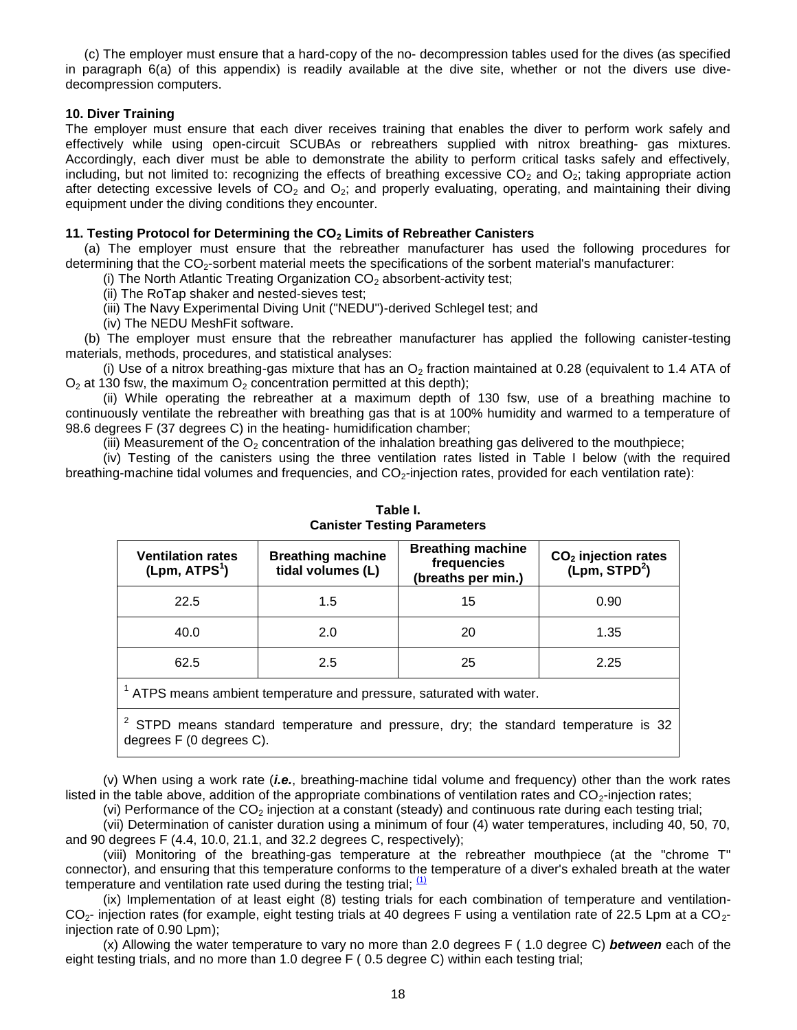(c) The employer must ensure that a hard-copy of the no- decompression tables used for the dives (as specified in paragraph 6(a) of this appendix) is readily available at the dive site, whether or not the divers use dive-decompression computers.

**10. Diver Training**

The employer must ensure that each diver receives training that enables the diver to perform work safely and effectively while using open-circuit SCUBAs or rebreathers supplied with nitrox breathing- gas mixtures. Accordingly, each diver must be able to demonstrate the ability to perform critical tasks safely and effectively, including, but not limited to: recognizing the effects of breathing excessive $CO_2$ and $O_2$; taking appropriate action after detecting excessive levels of $CO_2$ and $O_2$; and properly evaluating, operating, and maintaining their diving equipment under the diving conditions they encounter.

**11. Testing Protocol for Determining the $CO_2$ Limits of Rebreather Canisters**

(a) The employer must ensure that the rebreather manufacturer has used the following procedures for determining that the $CO_2$-sorbent material meets the specifications of the sorbent material's manufacturer:

(i) The North Atlantic Treating Organization $CO_2$ absorbent-activity test;

(ii) The RoTap shaker and nested-sieves test;

(iii) The Navy Experimental Diving Unit ("NEDU")-derived Schlegel test; and

(iv) The NEDU MeshFit software.

(b) The employer must ensure that the rebreather manufacturer has applied the following canister-testing materials, methods, procedures, and statistical analyses:

(i) Use of a nitrox breathing-gas mixture that has an $O_2$ fraction maintained at 0.28 (equivalent to 1.4 ATA of $O_2$ at 130 fsw, the maximum $O_2$ concentration permitted at this depth);

(ii) While operating the rebreather at a maximum depth of 130 fsw, use of a breathing machine to continuously ventilate the rebreather with breathing gas that is at 100% humidity and warmed to a temperature of 98.6 degrees F (37 degrees C) in the heating- humidification chamber;

(iii) Measurement of the $O_2$ concentration of the inhalation breathing gas delivered to the mouthpiece;

(iv) Testing of the canisters using the three ventilation rates listed in Table I below (with the required breathing-machine tidal volumes and frequencies, and $CO_2$-injection rates, provided for each ventilation rate):

**Table I.**
**Canister Testing Parameters**

| Ventilation rates (Lpm, ATPS[1]) | Breathing machine tidal volumes (L) | Breathing machine frequencies (breaths per min.) | $CO_2$ injection rates (Lpm, STPD[2]) |
|---|---|---|---|
| 22.5 | 1.5 | 15 | 0.90 |
| 40.0 | 2.0 | 20 | 1.35 |
| 62.5 | 2.5 | 25 | 2.25 |

[1] ATPS means ambient temperature and pressure, saturated with water.

[2] STPD means standard temperature and pressure, dry; the standard temperature is 32 degrees F (0 degrees C).

(v) When using a work rate (***i.e.***, breathing-machine tidal volume and frequency) other than the work rates listed in the table above, addition of the appropriate combinations of ventilation rates and $CO_2$-injection rates;

(vi) Performance of the $CO_2$ injection at a constant (steady) and continuous rate during each testing trial;

(vii) Determination of canister duration using a minimum of four (4) water temperatures, including 40, 50, 70, and 90 degrees F (4.4, 10.0, 21.1, and 32.2 degrees C, respectively);

(viii) Monitoring of the breathing-gas temperature at the rebreather mouthpiece (at the "chrome T" connector), and ensuring that this temperature conforms to the temperature of a diver's exhaled breath at the water temperature and ventilation rate used during the testing trial; [(1)]

(ix) Implementation of at least eight (8) testing trials for each combination of temperature and ventilation-$CO_2$- injection rates (for example, eight testing trials at 40 degrees F using a ventilation rate of 22.5 Lpm at a $CO_2$-injection rate of 0.90 Lpm);

(x) Allowing the water temperature to vary no more than 2.0 degrees F ( 1.0 degree C) ***between*** each of the eight testing trials, and no more than 1.0 degree F ( 0.5 degree C) within each testing trial;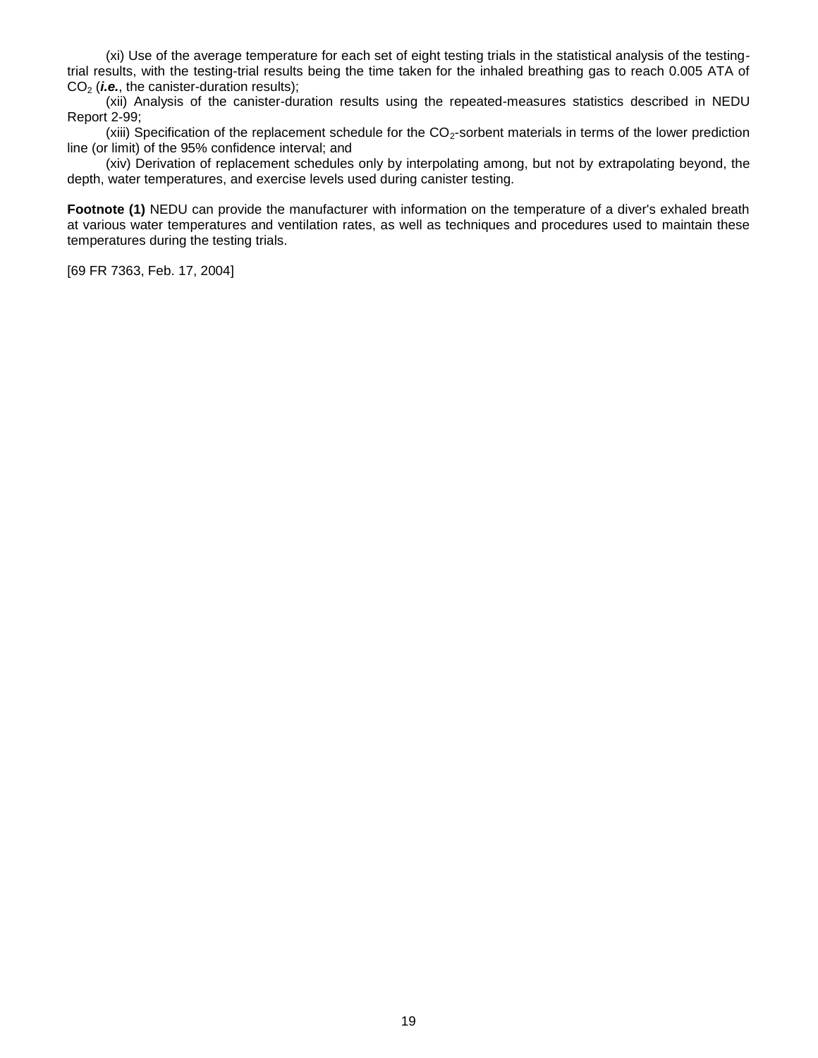(xi) Use of the average temperature for each set of eight testing trials in the statistical analysis of the testing-trial results, with the testing-trial results being the time taken for the inhaled breathing gas to reach 0.005 ATA of $CO_2$ (***i.e.***, the canister-duration results);

(xii) Analysis of the canister-duration results using the repeated-measures statistics described in NEDU Report 2-99;

(xiii) Specification of the replacement schedule for the $CO_2$-sorbent materials in terms of the lower prediction line (or limit) of the 95% confidence interval; and

(xiv) Derivation of replacement schedules only by interpolating among, but not by extrapolating beyond, the depth, water temperatures, and exercise levels used during canister testing.

**Footnote (1)** NEDU can provide the manufacturer with information on the temperature of a diver's exhaled breath at various water temperatures and ventilation rates, as well as techniques and procedures used to maintain these temperatures during the testing trials.

[69 FR 7363, Feb. 17, 2004]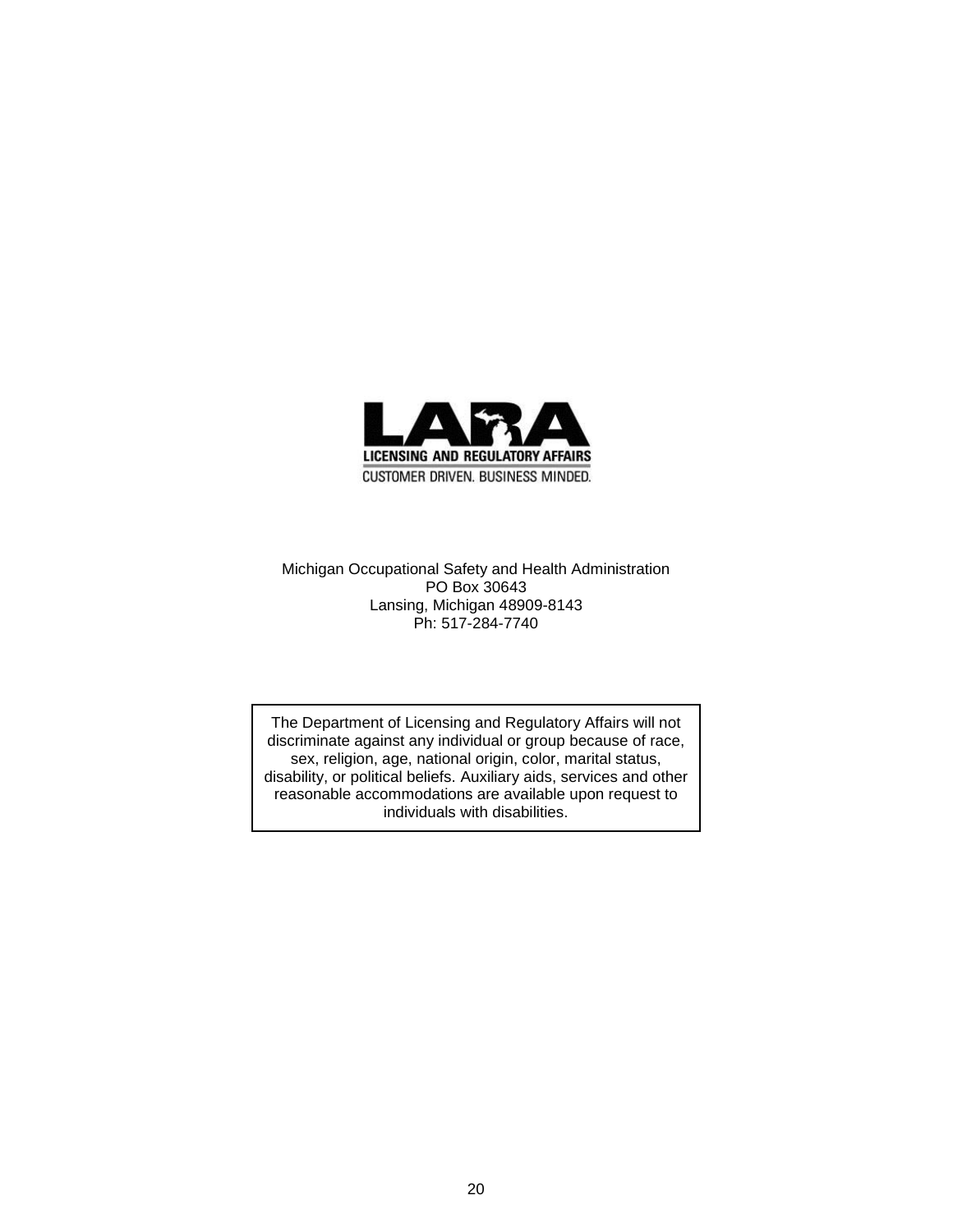LARA

LICENSING AND REGULATORY AFFAIRS

CUSTOMER DRIVEN. BUSINESS MINDED.

Michigan Occupational Safety and Health Administration
PO Box 30643
Lansing, Michigan 48909-8143
Ph: 517-284-7740

The Department of Licensing and Regulatory Affairs will not discriminate against any individual or group because of race, sex, religion, age, national origin, color, marital status, disability, or political beliefs. Auxiliary aids, services and other reasonable accommodations are available upon request to individuals with disabilities.